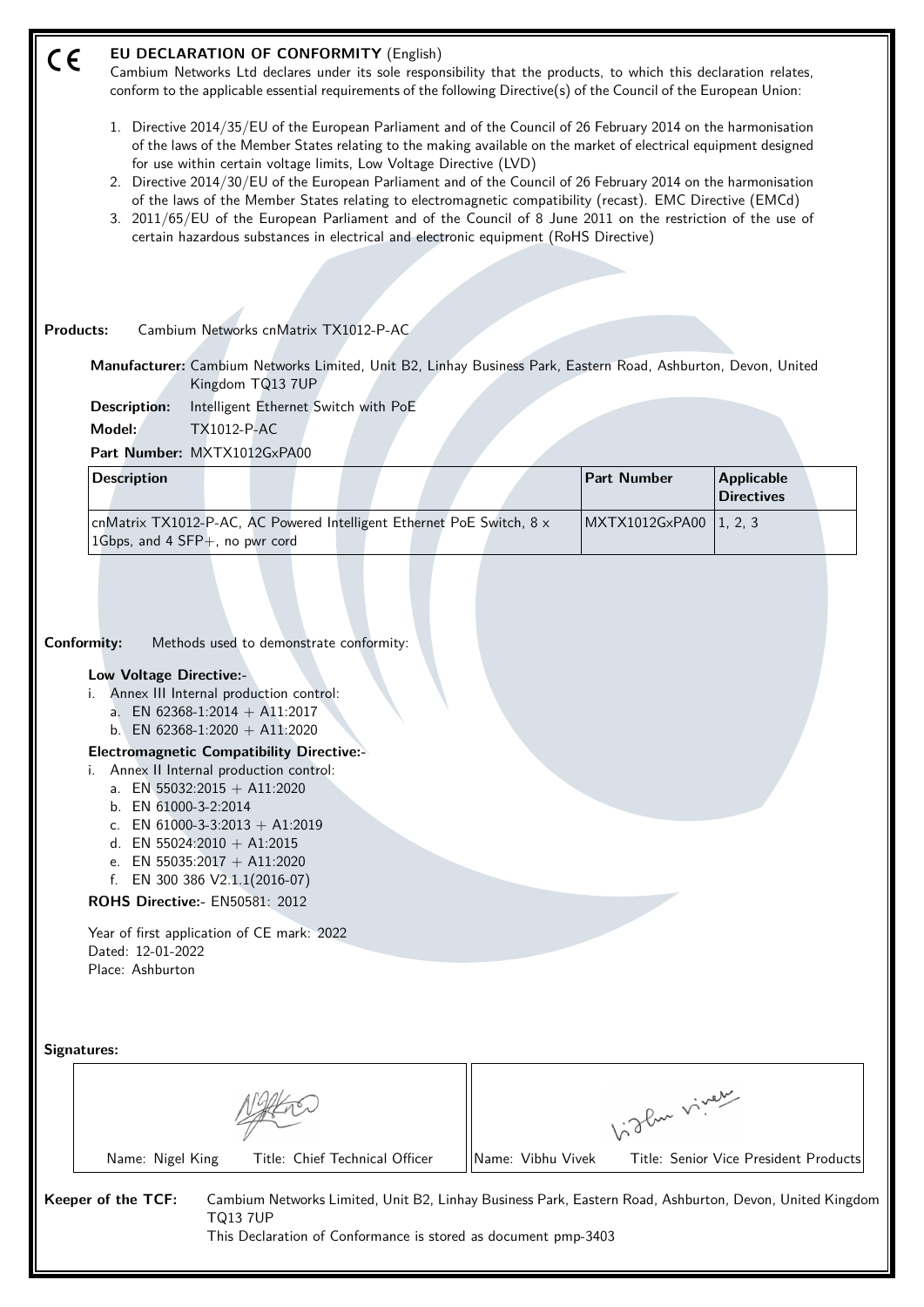# CE EU DECLARATION OF CONFORMITY (English)

Cambium Networks Ltd declares under its sole responsibility that the products, to which this declaration relates, conform to the applicable essential requirements of the following Directive(s) of the Council of the European Union:

1. Directive 2014/35/EU of the European Parliament and of the Council of 26 February 2014 on the harmonisation of the laws of the Member States relating to the making available on the market of electrical equipment designed for use within certain voltage limits, Low Voltage Directive (LVD)
2. Directive 2014/30/EU of the European Parliament and of the Council of 26 February 2014 on the harmonisation of the laws of the Member States relating to electromagnetic compatibility (recast). EMC Directive (EMCd)
3. 2011/65/EU of the European Parliament and of the Council of 8 June 2011 on the restriction of the use of certain hazardous substances in electrical and electronic equipment (RoHS Directive)

**Products:** Cambium Networks cnMatrix TX1012-P-AC

**Manufacturer:** Cambium Networks Limited, Unit B2, Linhay Business Park, Eastern Road, Ashburton, Devon, United Kingdom TQ13 7UP

**Description:** Intelligent Ethernet Switch with PoE

**Model:** TX1012-P-AC

**Part Number:** MXTX1012GxPA00

| Description | Part Number | Applicable Directives |
|---|---|---|
| cnMatrix TX1012-P-AC, AC Powered Intelligent Ethernet PoE Switch, 8 x 1Gbps, and 4 SFP+, no pwr cord | MXTX1012GxPA00 | 1, 2, 3 |

**Conformity:** Methods used to demonstrate conformity:

**Low Voltage Directive:-**

i. Annex III Internal production control:
   a. EN 62368-1:2014 + A11:2017
   b. EN 62368-1:2020 + A11:2020

**Electromagnetic Compatibility Directive:-**

i. Annex II Internal production control:
   a. EN 55032:2015 + A11:2020
   b. EN 61000-3-2:2014
   c. EN 61000-3-3:2013 + A1:2019
   d. EN 55024:2010 + A1:2015
   e. EN 55035:2017 + A11:2020
   f. EN 300 386 V2.1.1(2016-07)

**ROHS Directive:-** EN50581: 2012

Year of first application of CE mark: 2022
Dated: 12-01-2022
Place: Ashburton

**Signatures:**

| Name: Nigel King | Title: Chief Technical Officer | Name: Vibhu Vivek | Title: Senior Vice President Products |
|---|---|---|---|

**Keeper of the TCF:** Cambium Networks Limited, Unit B2, Linhay Business Park, Eastern Road, Ashburton, Devon, United Kingdom TQ13 7UP
This Declaration of Conformance is stored as document pmp-3403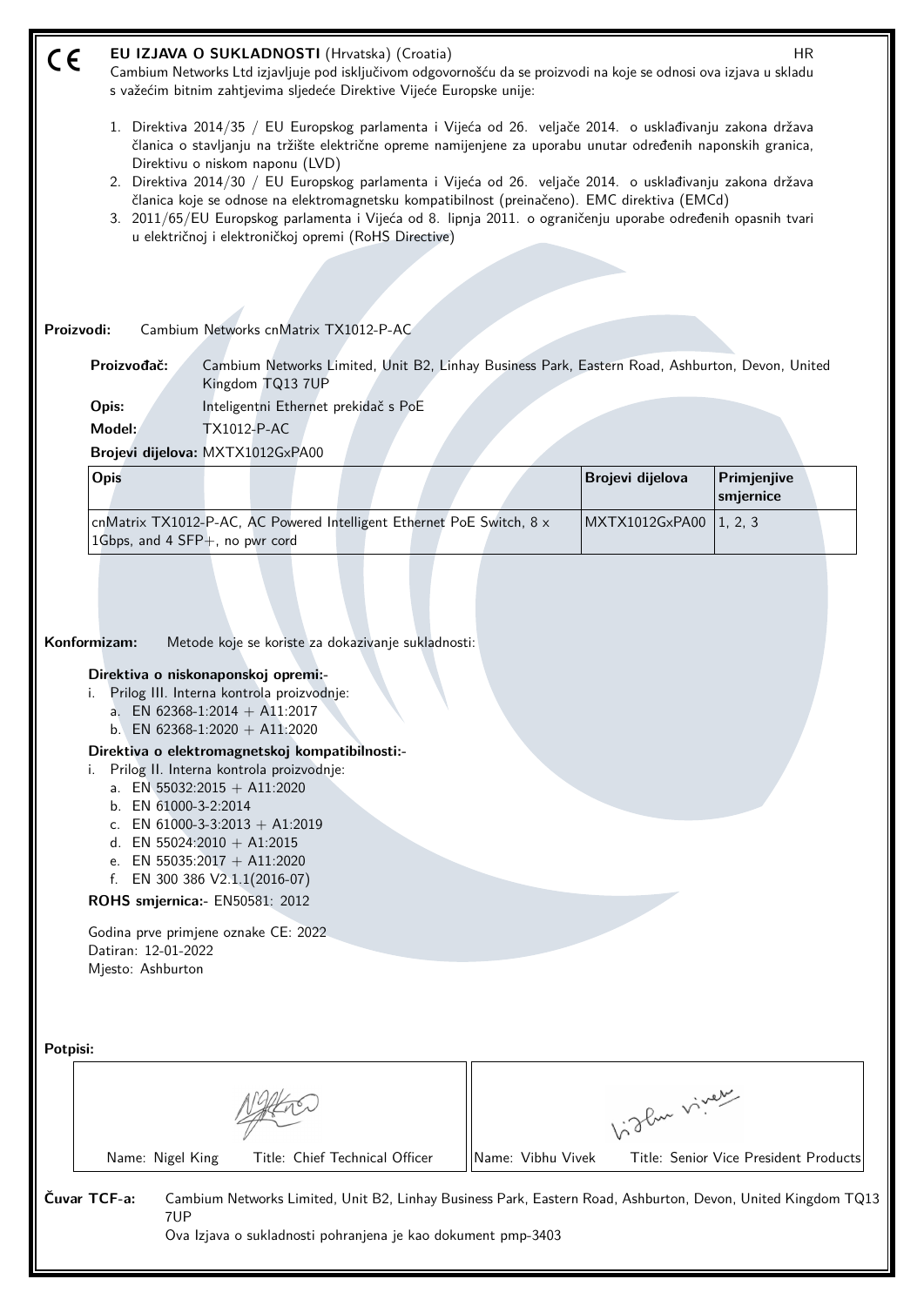CE **EU IZJAVA O SUKLADNOSTI** (Hrvatska) (Croatia) HR

Cambium Networks Ltd izjavljuje pod isključivom odgovornošću da se proizvodi na koje se odnosi ova izjava u skladu s važećim bitnim zahtjevima sljedeće Direktive Vijeće Europske unije:

1. Direktiva 2014/35 / EU Europskog parlamenta i Vijeća od 26. veljače 2014. o usklađivanju zakona država članica o stavljanju na tržište električne opreme namijenjene za uporabu unutar određenih naponskih granica, Direktivu o niskom naponu (LVD)
2. Direktiva 2014/30 / EU Europskog parlamenta i Vijeća od 26. veljače 2014. o usklađivanju zakona država članica koje se odnose na elektromagnetsku kompatibilnost (preinačeno). EMC direktiva (EMCd)
3. 2011/65/EU Europskog parlamenta i Vijeća od 8. lipnja 2011. o ograničenju uporabe određenih opasnih tvari u električnoj i elektroničkoj opremi (RoHS Directive)

**Proizvodi:** Cambium Networks cnMatrix TX1012-P-AC

**Proizvođač:** Cambium Networks Limited, Unit B2, Linhay Business Park, Eastern Road, Ashburton, Devon, United Kingdom TQ13 7UP

**Opis:** Inteligentni Ethernet prekidač s PoE

**Model:** TX1012-P-AC

**Brojevi dijelova:** MXTX1012GxPA00

| Opis | Brojevi dijelova | Primjenjive smjernice |
|---|---|---|
| cnMatrix TX1012-P-AC, AC Powered Intelligent Ethernet PoE Switch, 8 x 1Gbps, and 4 SFP+, no pwr cord | MXTX1012GxPA00 | 1, 2, 3 |

**Konformizam:** Metode koje se koriste za dokazivanje sukladnosti:

**Direktiva o niskonaponskoj opremi:-**

i. Prilog III. Interna kontrola proizvodnje:
   a. EN 62368-1:2014 + A11:2017
   b. EN 62368-1:2020 + A11:2020

**Direktiva o elektromagnetskoj kompatibilnosti:-**

i. Prilog II. Interna kontrola proizvodnje:
   a. EN 55032:2015 + A11:2020
   b. EN 61000-3-2:2014
   c. EN 61000-3-3:2013 + A1:2019
   d. EN 55024:2010 + A1:2015
   e. EN 55035:2017 + A11:2020
   f. EN 300 386 V2.1.1(2016-07)

**ROHS smjernica:-** EN50581: 2012

Godina prve primjene oznake CE: 2022
Datiran: 12-01-2022
Mjesto: Ashburton

**Potpisi:**

| Name: Nigel King Title: Chief Technical Officer | Name: Vibhu Vivek Title: Senior Vice President Products |
|---|---|

**Čuvar TCF-a:** Cambium Networks Limited, Unit B2, Linhay Business Park, Eastern Road, Ashburton, Devon, United Kingdom TQ13 7UP
Ova Izjava o sukladnosti pohranjena je kao dokument pmp-3403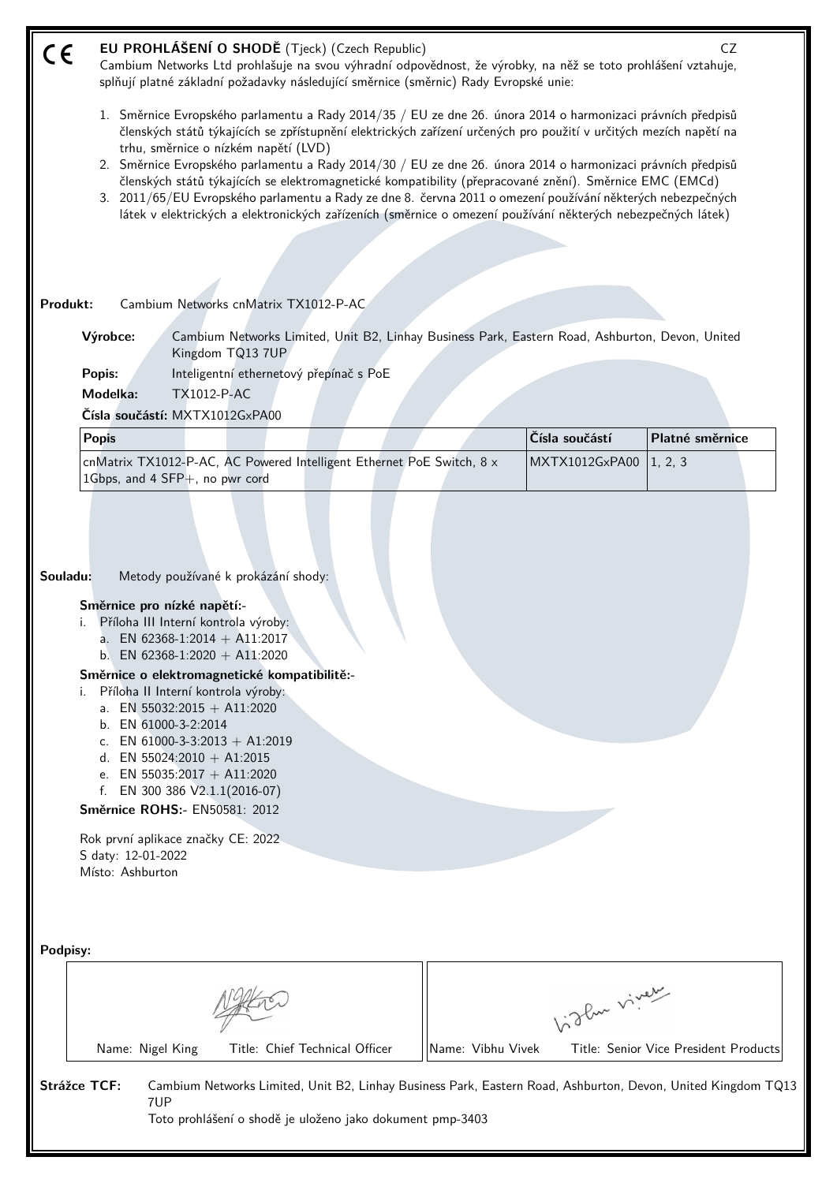# CE EU PROHLÁŠENÍ O SHODĚ (Tjeck) (Czech Republic) CZ

Cambium Networks Ltd prohlašuje na svou výhradní odpovědnost, že výrobky, na něž se toto prohlášení vztahuje, splňují platné základní požadavky následující směrnice (směrnic) Rady Evropské unie:

1. Směrnice Evropského parlamentu a Rady 2014/35 / EU ze dne 26. února 2014 o harmonizaci právních předpisů členských států týkajících se zpřístupnění elektrických zařízení určených pro použití v určitých mezích napětí na trhu, směrnice o nízkém napětí (LVD)
2. Směrnice Evropského parlamentu a Rady 2014/30 / EU ze dne 26. února 2014 o harmonizaci právních předpisů členských států týkajících se elektromagnetické kompatibility (přepracované znění). Směrnice EMC (EMCd)
3. 2011/65/EU Evropského parlamentu a Rady ze dne 8. června 2011 o omezení používání některých nebezpečných látek v elektrických a elektronických zařízeních (směrnice o omezení používání některých nebezpečných látek)

**Produkt:** Cambium Networks cnMatrix TX1012-P-AC

**Výrobce:** Cambium Networks Limited, Unit B2, Linhay Business Park, Eastern Road, Ashburton, Devon, United Kingdom TQ13 7UP

**Popis:** Inteligentní ethernetový přepínač s PoE

**Modelka:** TX1012-P-AC

**Čísla součástí:** MXTX1012GxPA00

| Popis | Čísla součástí | Platné směrnice |
|---|---|---|
| cnMatrix TX1012-P-AC, AC Powered Intelligent Ethernet PoE Switch, 8 x 1Gbps, and 4 SFP+, no pwr cord | MXTX1012GxPA00 | 1, 2, 3 |

**Souladu:** Metody používané k prokázání shody:

**Směrnice pro nízké napětí:-**

i. Příloha III Interní kontrola výroby:
   a. EN 62368-1:2014 + A11:2017
   b. EN 62368-1:2020 + A11:2020

**Směrnice o elektromagnetické kompatibilitě:-**

i. Příloha II Interní kontrola výroby:
   a. EN 55032:2015 + A11:2020
   b. EN 61000-3-2:2014
   c. EN 61000-3-3:2013 + A1:2019
   d. EN 55024:2010 + A1:2015
   e. EN 55035:2017 + A11:2020
   f. EN 300 386 V2.1.1(2016-07)

**Směrnice ROHS:-** EN50581: 2012

Rok první aplikace značky CE: 2022
S daty: 12-01-2022
Místo: Ashburton

**Podpisy:**

| Name: Nigel King Title: Chief Technical Officer | Name: Vibhu Vivek Title: Senior Vice President Products |
|---|---|

**Strážce TCF:** Cambium Networks Limited, Unit B2, Linhay Business Park, Eastern Road, Ashburton, Devon, United Kingdom TQ13 7UP
Toto prohlášení o shodě je uloženo jako dokument pmp-3403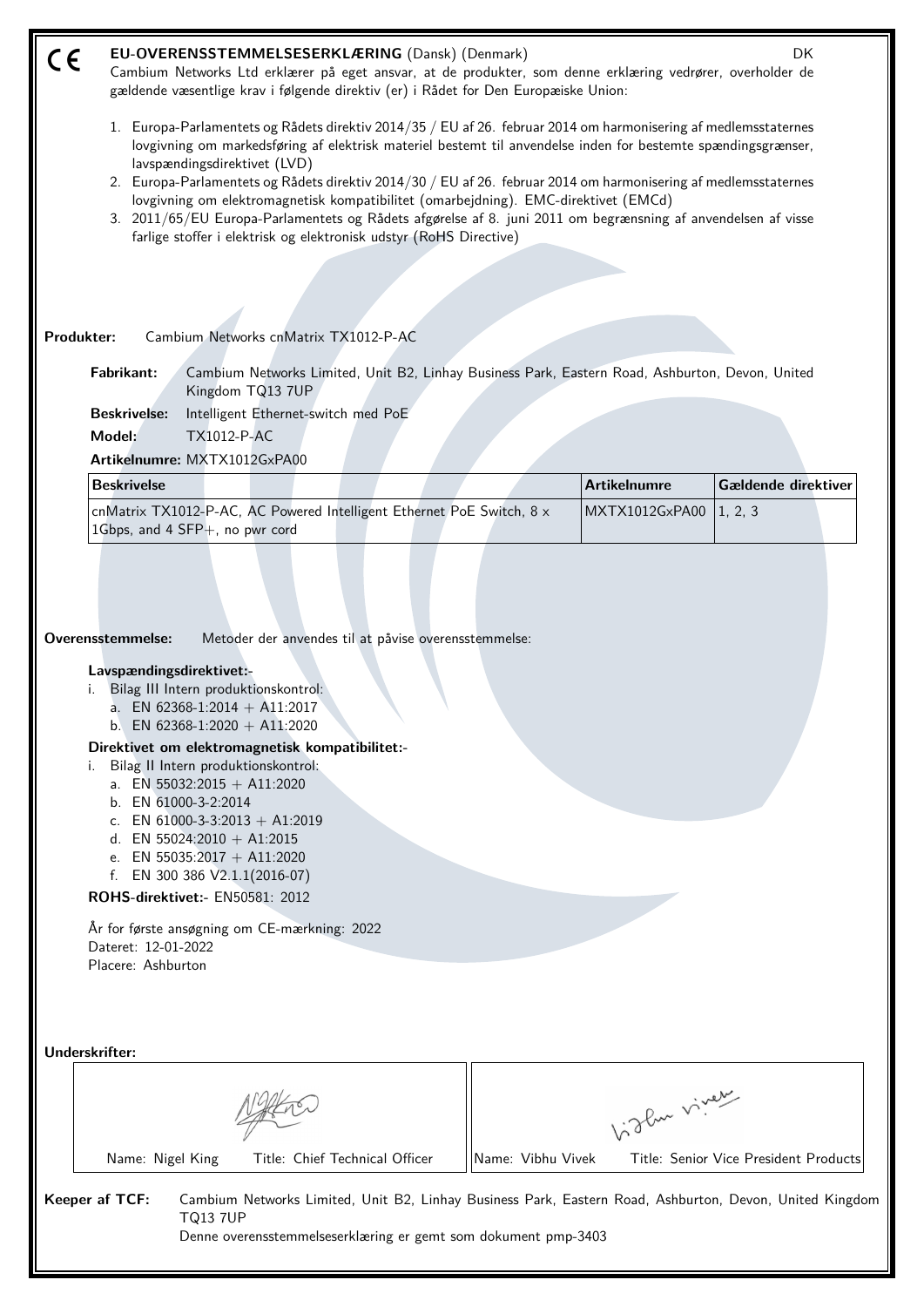CE

# EU-OVERENSSTEMMELSESERKLÆRING (Dansk) (Denmark)

DK

Cambium Networks Ltd erklærer på eget ansvar, at de produkter, som denne erklæring vedrører, overholder de gældende væsentlige krav i følgende direktiv (er) i Rådet for Den Europæiske Union:

1. Europa-Parlamentets og Rådets direktiv 2014/35 / EU af 26. februar 2014 om harmonisering af medlemsstaternes lovgivning om markedsføring af elektrisk materiel bestemt til anvendelse inden for bestemte spændingsgrænser, lavspændingsdirektivet (LVD)
2. Europa-Parlamentets og Rådets direktiv 2014/30 / EU af 26. februar 2014 om harmonisering af medlemsstaternes lovgivning om elektromagnetisk kompatibilitet (omarbejdning). EMC-direktivet (EMCd)
3. 2011/65/EU Europa-Parlamentets og Rådets afgørelse af 8. juni 2011 om begrænsning af anvendelsen af visse farlige stoffer i elektrisk og elektronisk udstyr (RoHS Directive)

**Produkter:** Cambium Networks cnMatrix TX1012-P-AC

**Fabrikant:** Cambium Networks Limited, Unit B2, Linhay Business Park, Eastern Road, Ashburton, Devon, United Kingdom TQ13 7UP

**Beskrivelse:** Intelligent Ethernet-switch med PoE

**Model:** TX1012-P-AC

**Artikelnumre:** MXTX1012GxPA00

| Beskrivelse | Artikelnumre | Gældende direktiver |
|---|---|---|
| cnMatrix TX1012-P-AC, AC Powered Intelligent Ethernet PoE Switch, 8 x 1Gbps, and 4 SFP+, no pwr cord | MXTX1012GxPA00 | 1, 2, 3 |

**Overensstemmelse:** Metoder der anvendes til at påvise overensstemmelse:

**Lavspændingsdirektivet:-**

i. Bilag III Intern produktionskontrol:
   a. EN 62368-1:2014 + A11:2017
   b. EN 62368-1:2020 + A11:2020

**Direktivet om elektromagnetisk kompatibilitet:-**

i. Bilag II Intern produktionskontrol:
   a. EN 55032:2015 + A11:2020
   b. EN 61000-3-2:2014
   c. EN 61000-3-3:2013 + A1:2019
   d. EN 55024:2010 + A1:2015
   e. EN 55035:2017 + A11:2020
   f. EN 300 386 V2.1.1(2016-07)

**ROHS-direktivet:-** EN50581: 2012

År for første ansøgning om CE-mærkning: 2022
Dateret: 12-01-2022
Placere: Ashburton

**Underskrifter:**

| Name: Nigel King Title: Chief Technical Officer | Name: Vibhu Vivek Title: Senior Vice President Products |
|---|---|

**Keeper af TCF:** Cambium Networks Limited, Unit B2, Linhay Business Park, Eastern Road, Ashburton, Devon, United Kingdom TQ13 7UP
Denne overensstemmelseserklæring er gemt som dokument pmp-3403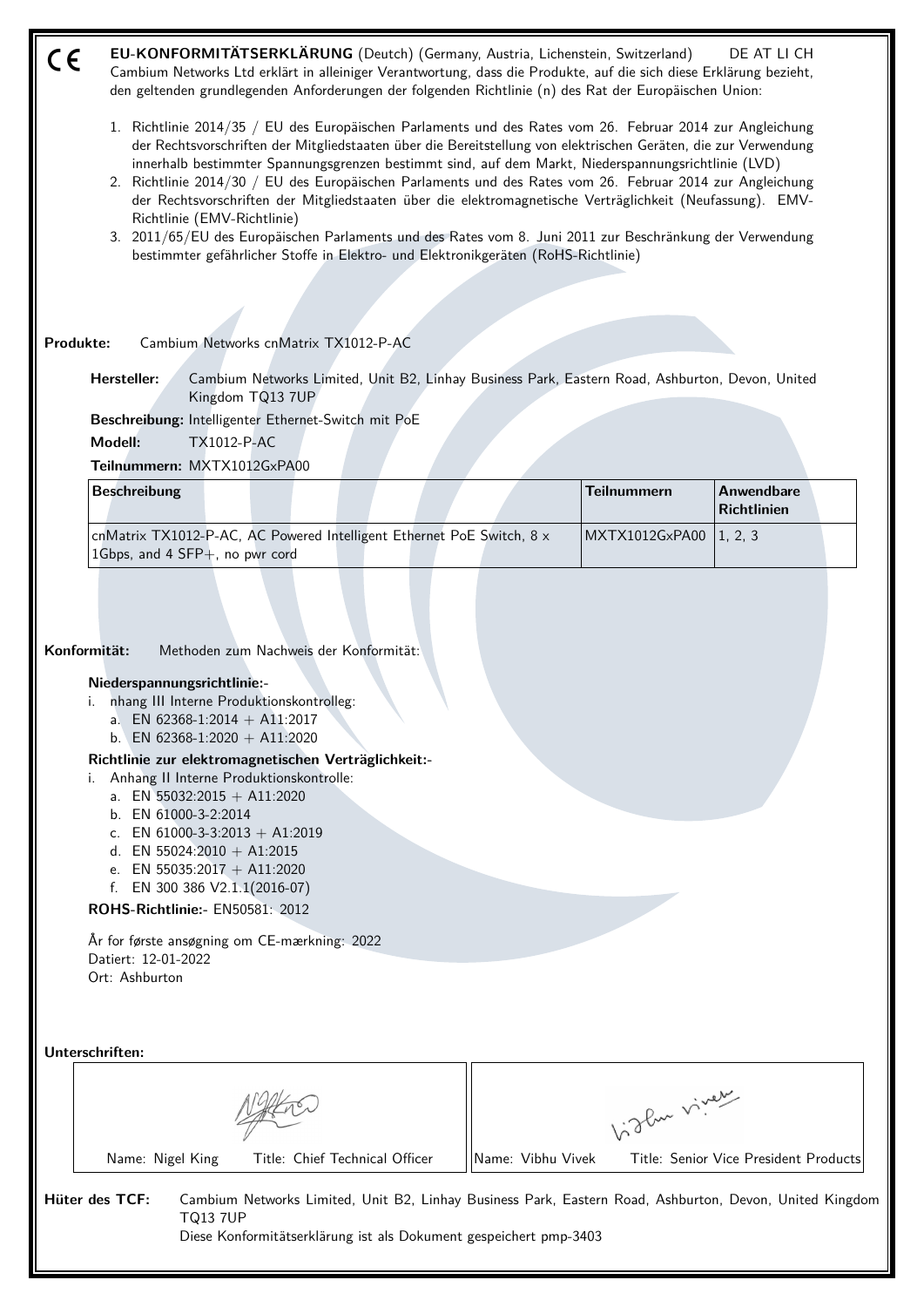CE **EU-KONFORMITÄTSERKLÄRUNG** (Deutch) (Germany, Austria, Lichenstein, Switzerland) DE AT LI CH

Cambium Networks Ltd erklärt in alleiniger Verantwortung, dass die Produkte, auf die sich diese Erklärung bezieht, den geltenden grundlegenden Anforderungen der folgenden Richtlinie (n) des Rat der Europäischen Union:

1. Richtlinie 2014/35 / EU des Europäischen Parlaments und des Rates vom 26. Februar 2014 zur Angleichung der Rechtsvorschriften der Mitgliedstaaten über die Bereitstellung von elektrischen Geräten, die zur Verwendung innerhalb bestimmter Spannungsgrenzen bestimmt sind, auf dem Markt, Niederspannungsrichtlinie (LVD)
2. Richtlinie 2014/30 / EU des Europäischen Parlaments und des Rates vom 26. Februar 2014 zur Angleichung der Rechtsvorschriften der Mitgliedstaaten über die elektromagnetische Verträglichkeit (Neufassung). EMV-Richtlinie (EMV-Richtlinie)
3. 2011/65/EU des Europäischen Parlaments und des Rates vom 8. Juni 2011 zur Beschränkung der Verwendung bestimmter gefährlicher Stoffe in Elektro- und Elektronikgeräten (RoHS-Richtlinie)

**Produkte:** Cambium Networks cnMatrix TX1012-P-AC

**Hersteller:** Cambium Networks Limited, Unit B2, Linhay Business Park, Eastern Road, Ashburton, Devon, United Kingdom TQ13 7UP

**Beschreibung:** Intelligenter Ethernet-Switch mit PoE

**Modell:** TX1012-P-AC

**Teilnummern:** MXTX1012GxPA00

| Beschreibung | Teilnummern | Anwendbare Richtlinien |
|---|---|---|
| cnMatrix TX1012-P-AC, AC Powered Intelligent Ethernet PoE Switch, 8 x 1Gbps, and 4 SFP+, no pwr cord | MXTX1012GxPA00 | 1, 2, 3 |

**Konformität:** Methoden zum Nachweis der Konformität:

**Niederspannungsrichtlinie:-**

i. nhang III Interne Produktionskontrolleg:
   a. EN 62368-1:2014 + A11:2017
   b. EN 62368-1:2020 + A11:2020

**Richtlinie zur elektromagnetischen Verträglichkeit:-**

i. Anhang II Interne Produktionskontrolle:
   a. EN 55032:2015 + A11:2020
   b. EN 61000-3-2:2014
   c. EN 61000-3-3:2013 + A1:2019
   d. EN 55024:2010 + A1:2015
   e. EN 55035:2017 + A11:2020
   f. EN 300 386 V2.1.1(2016-07)

**ROHS-Richtlinie:-** EN50581: 2012

År for første ansøgning om CE-mærkning: 2022
Datiert: 12-01-2022
Ort: Ashburton

**Unterschriften:**

| Name: Nigel King Title: Chief Technical Officer | Name: Vibhu Vivek Title: Senior Vice President Products |
|---|---|

**Hüter des TCF:** Cambium Networks Limited, Unit B2, Linhay Business Park, Eastern Road, Ashburton, Devon, United Kingdom TQ13 7UP
Diese Konformitätserklärung ist als Dokument gespeichert pmp-3403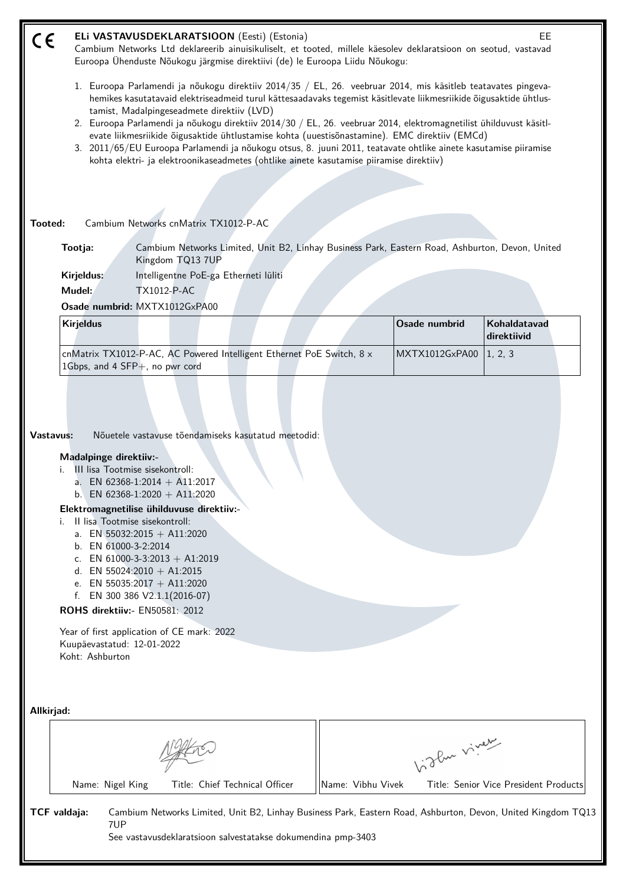CE

# ELi VASTAVUSDEKLARATSIOON (Eesti) (Estonia)

EE

Cambium Networks Ltd deklareerib ainuisikuliselt, et tooted, millele käesolev deklaratsioon on seotud, vastavad Euroopa Ühenduste Nõukogu järgmise direktiivi (de) le Euroopa Liidu Nõukogu:

1. Euroopa Parlamendi ja nõukogu direktiiv 2014/35 / EL, 26. veebruar 2014, mis käsitleb teatavates pingevahemikes kasutatavaid elektriseadmeid turul kättesaadavaks tegemist käsitlevate liikmesriikide õigusaktide ühtlustamist, Madalpingeseadmete direktiiv (LVD)
2. Euroopa Parlamendi ja nõukogu direktiiv 2014/30 / EL, 26. veebruar 2014, elektromagnetilist ühilduvust käsitlevate liikmesriikide õigusaktide ühtlustamise kohta (uuestisõnastamine). EMC direktiiv (EMCd)
3. 2011/65/EU Euroopa Parlamendi ja nõukogu otsus, 8. juuni 2011, teatavate ohtlike ainete kasutamise piiramise kohta elektri- ja elektroonikaseadmetes (ohtlike ainete kasutamise piiramise direktiiv)

**Tooted:** Cambium Networks cnMatrix TX1012-P-AC

**Tootja:** Cambium Networks Limited, Unit B2, Linhay Business Park, Eastern Road, Ashburton, Devon, United Kingdom TQ13 7UP

**Kirjeldus:** Intelligentne PoE-ga Etherneti lüliti

**Mudel:** TX1012-P-AC

**Osade numbrid:** MXTX1012GxPA00

| Kirjeldus | Osade numbrid | Kohaldatavad direktiivid |
|---|---|---|
| cnMatrix TX1012-P-AC, AC Powered Intelligent Ethernet PoE Switch, 8 x 1Gbps, and 4 SFP+, no pwr cord | MXTX1012GxPA00 | 1, 2, 3 |

**Vastavus:** Nõuetele vastavuse tõendamiseks kasutatud meetodid:

**Madalpinge direktiiv:-**

i. III lisa Tootmise sisekontroll:
   a. EN 62368-1:2014 + A11:2017
   b. EN 62368-1:2020 + A11:2020

**Elektromagnetilise ühilduvuse direktiiv:-**

i. II lisa Tootmise sisekontroll:
   a. EN 55032:2015 + A11:2020
   b. EN 61000-3-2:2014
   c. EN 61000-3-3:2013 + A1:2019
   d. EN 55024:2010 + A1:2015
   e. EN 55035:2017 + A11:2020
   f. EN 300 386 V2.1.1(2016-07)

**ROHS direktiiv:-** EN50581: 2012

Year of first application of CE mark: 2022
Kuupäevastatud: 12-01-2022
Koht: Ashburton

**Allkirjad:**

| Name: Nigel King Title: Chief Technical Officer | Name: Vibhu Vivek Title: Senior Vice President Products |
|---|---|

**TCF valdaja:** Cambium Networks Limited, Unit B2, Linhay Business Park, Eastern Road, Ashburton, Devon, United Kingdom TQ13 7UP
See vastavusdeklaratsioon salvestatakse dokumendina pmp-3403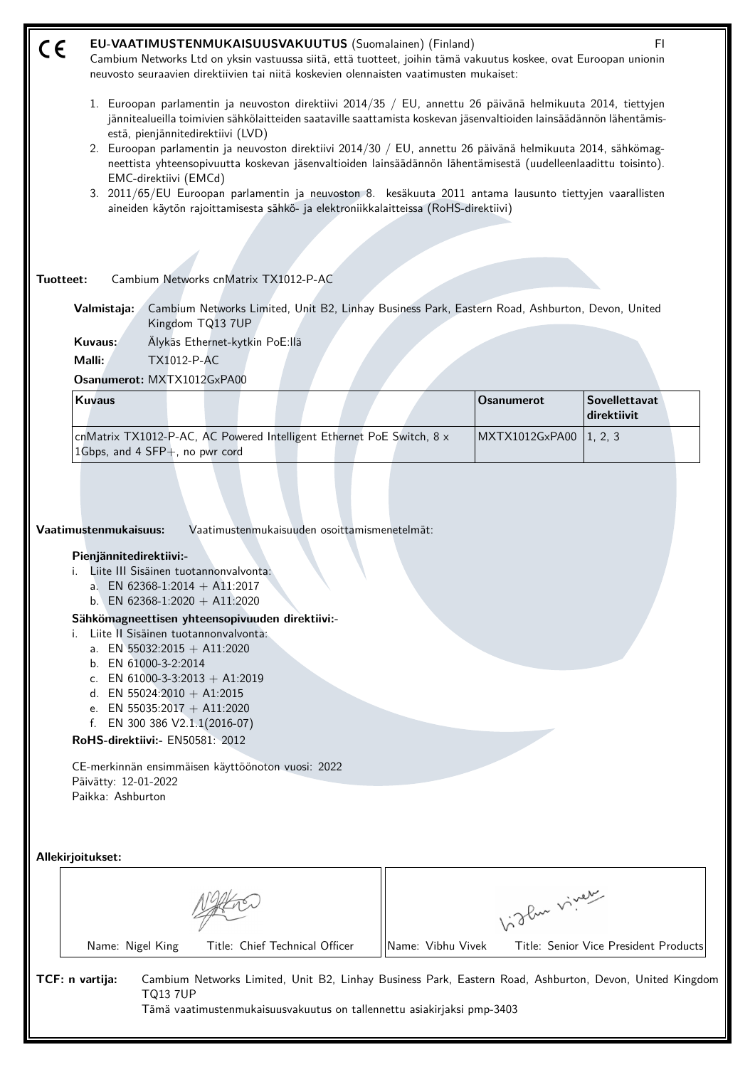CE **EU-VAATIMUSTENMUKAISUUSVAKUUTUS** (Suomalainen) (Finland) FI

Cambium Networks Ltd on yksin vastuussa siitä, että tuotteet, joihin tämä vakuutus koskee, ovat Euroopan unionin neuvosto seuraavien direktiivien tai niitä koskevien olennaisten vaatimusten mukaiset:

1. Euroopan parlamentin ja neuvoston direktiivi 2014/35 / EU, annettu 26 päivänä helmikuuta 2014, tiettyjen jännitealueilla toimivien sähkölaitteiden saataville saattamista koskevan jäsenvaltioiden lainsäädännön lähentämisestä, pienjännitedirektiivi (LVD)
2. Euroopan parlamentin ja neuvoston direktiivi 2014/30 / EU, annettu 26 päivänä helmikuuta 2014, sähkömagneettista yhteensopivuutta koskevan jäsenvaltioiden lainsäädännön lähentämisestä (uudelleenlaadittu toisinto). EMC-direktiivi (EMCd)
3. 2011/65/EU Euroopan parlamentin ja neuvoston 8. kesäkuuta 2011 antama lausunto tiettyjen vaarallisten aineiden käytön rajoittamisesta sähkö- ja elektroniikkalaitteissa (RoHS-direktiivi)

**Tuotteet:** Cambium Networks cnMatrix TX1012-P-AC

**Valmistaja:** Cambium Networks Limited, Unit B2, Linhay Business Park, Eastern Road, Ashburton, Devon, United Kingdom TQ13 7UP

**Kuvaus:** Älykäs Ethernet-kytkin PoE:llä

**Malli:** TX1012-P-AC

**Osanumerot:** MXTX1012GxPA00

| Kuvaus | Osanumerot | Sovellettavat direktiivit |
|---|---|---|
| cnMatrix TX1012-P-AC, AC Powered Intelligent Ethernet PoE Switch, 8 x 1Gbps, and 4 SFP+, no pwr cord | MXTX1012GxPA00 | 1, 2, 3 |

**Vaatimustenmukaisuus:** Vaatimustenmukaisuuden osoittamismenetelmät:

**Pienjännitedirektiivi:-**

i. Liite III Sisäinen tuotannonvalvonta:
   a. EN 62368-1:2014 + A11:2017
   b. EN 62368-1:2020 + A11:2020

**Sähkömagneettisen yhteensopivuuden direktiivi:-**

i. Liite II Sisäinen tuotannonvalvonta:
   a. EN 55032:2015 + A11:2020
   b. EN 61000-3-2:2014
   c. EN 61000-3-3:2013 + A1:2019
   d. EN 55024:2010 + A1:2015
   e. EN 55035:2017 + A11:2020
   f. EN 300 386 V2.1.1(2016-07)

**RoHS-direktiivi:-** EN50581: 2012

CE-merkinnän ensimmäisen käyttöönoton vuosi: 2022
Päivätty: 12-01-2022
Paikka: Ashburton

**Allekirjoitukset:**

| Name: Nigel King Title: Chief Technical Officer | Name: Vibhu Vivek Title: Senior Vice President Products |
|---|---|

**TCF: n vartija:** Cambium Networks Limited, Unit B2, Linhay Business Park, Eastern Road, Ashburton, Devon, United Kingdom TQ13 7UP

Tämä vaatimustenmukaisuusvakuutus on tallennettu asiakirjaksi pmp-3403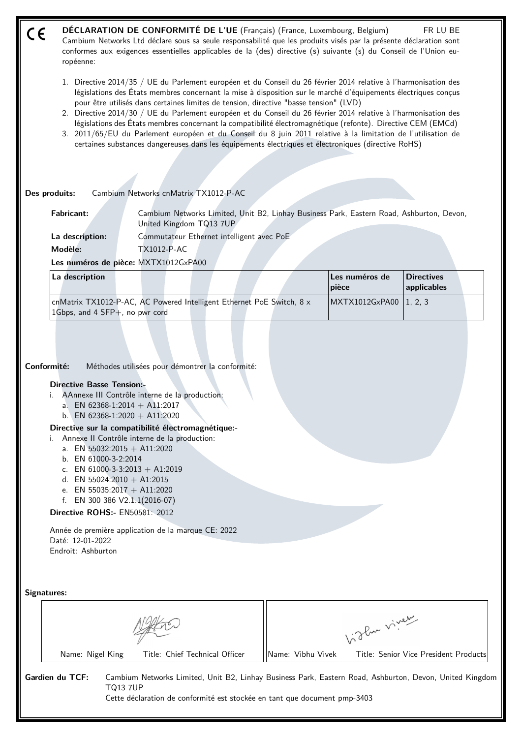CE **DÉCLARATION DE CONFORMITÉ DE L'UE** (Français) (France, Luxembourg, Belgium) FR LU BE

Cambium Networks Ltd déclare sous sa seule responsabilité que les produits visés par la présente déclaration sont conformes aux exigences essentielles applicables de la (des) directive (s) suivante (s) du Conseil de l'Union européenne:

1. Directive 2014/35 / UE du Parlement européen et du Conseil du 26 février 2014 relative à l'harmonisation des législations des États membres concernant la mise à disposition sur le marché d'équipements électriques conçus pour être utilisés dans certaines limites de tension, directive "basse tension" (LVD)
2. Directive 2014/30 / UE du Parlement européen et du Conseil du 26 février 2014 relative à l'harmonisation des législations des États membres concernant la compatibilité électromagnétique (refonte). Directive CEM (EMCd)
3. 2011/65/EU du Parlement européen et du Conseil du 8 juin 2011 relative à la limitation de l'utilisation de certaines substances dangereuses dans les équipements électriques et électroniques (directive RoHS)

**Des produits:** Cambium Networks cnMatrix TX1012-P-AC

**Fabricant:** Cambium Networks Limited, Unit B2, Linhay Business Park, Eastern Road, Ashburton, Devon, United Kingdom TQ13 7UP

**La description:** Commutateur Ethernet intelligent avec PoE

**Modèle:** TX1012-P-AC

**Les numéros de pièce:** MXTX1012GxPA00

| La description | Les numéros de pièce | Directives applicables |
|---|---|---|
| cnMatrix TX1012-P-AC, AC Powered Intelligent Ethernet PoE Switch, 8 x 1Gbps, and 4 SFP+, no pwr cord | MXTX1012GxPA00 | 1, 2, 3 |

**Conformité:** Méthodes utilisées pour démontrer la conformité:

**Directive Basse Tension:-**

i. AAnnexe III Contrôle interne de la production:
   a. EN 62368-1:2014 + A11:2017
   b. EN 62368-1:2020 + A11:2020

**Directive sur la compatibilité électromagnétique:-**

i. Annexe II Contrôle interne de la production:
   a. EN 55032:2015 + A11:2020
   b. EN 61000-3-2:2014
   c. EN 61000-3-3:2013 + A1:2019
   d. EN 55024:2010 + A1:2015
   e. EN 55035:2017 + A11:2020
   f. EN 300 386 V2.1.1(2016-07)

**Directive ROHS:-** EN50581: 2012

Année de première application de la marque CE: 2022
Daté: 12-01-2022
Endroit: Ashburton

**Signatures:**

| Name: Nigel King Title: Chief Technical Officer | Name: Vibhu Vivek Title: Senior Vice President Products |
|---|---|

**Gardien du TCF:** Cambium Networks Limited, Unit B2, Linhay Business Park, Eastern Road, Ashburton, Devon, United Kingdom TQ13 7UP
Cette déclaration de conformité est stockée en tant que document pmp-3403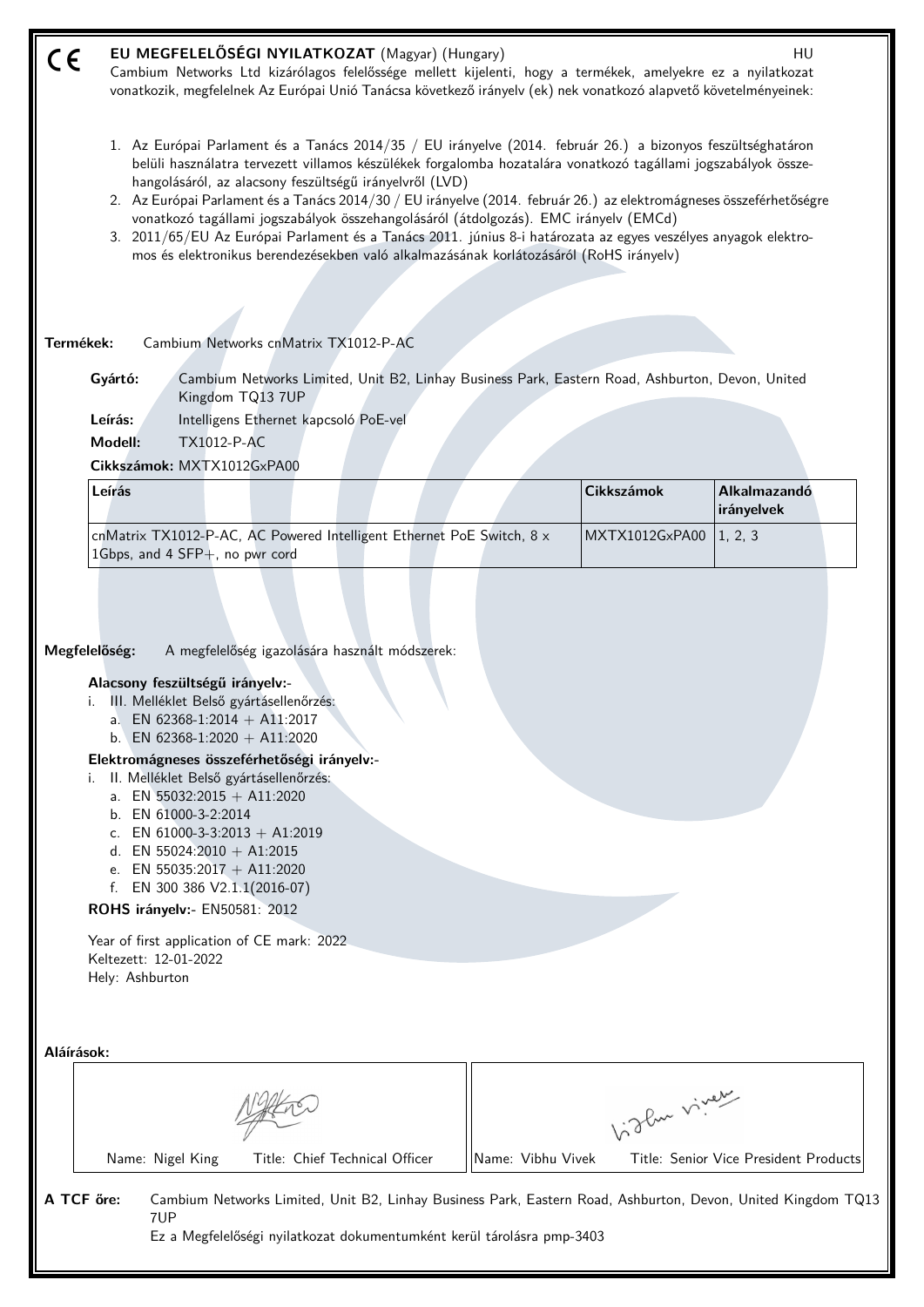# EU MEGFELELŐSÉGI NYILATKOZAT (Magyar) (Hungary)

HU

Cambium Networks Ltd kizárólagos felelőssége mellett kijelenti, hogy a termékek, amelyekre ez a nyilatkozat vonatkozik, megfelelnek Az Európai Unió Tanácsa következő irányelv (ek) nek vonatkozó alapvető követelményeinek:

1. Az Európai Parlament és a Tanács 2014/35 / EU irányelve (2014. február 26.) a bizonyos feszültséghatáron belüli használatra tervezett villamos készülékek forgalomba hozatalára vonatkozó tagállami jogszabályok összehangolásáról, az alacsony feszültségű irányelvről (LVD)
2. Az Európai Parlament és a Tanács 2014/30 / EU irányelve (2014. február 26.) az elektromágneses összeférhetőségre vonatkozó tagállami jogszabályok összehangolásáról (átdolgozás). EMC irányelv (EMCd)
3. 2011/65/EU Az Európai Parlament és a Tanács 2011. június 8-i határozata az egyes veszélyes anyagok elektromos és elektronikus berendezésekben való alkalmazásának korlátozásáról (RoHS irányelv)

**Termékek:** Cambium Networks cnMatrix TX1012-P-AC

**Gyártó:** Cambium Networks Limited, Unit B2, Linhay Business Park, Eastern Road, Ashburton, Devon, United Kingdom TQ13 7UP

**Leírás:** Intelligens Ethernet kapcsoló PoE-vel

**Modell:** TX1012-P-AC

**Cikkszámok:** MXTX1012GxPA00

| Leírás | Cikkszámok | Alkalmazandó irányelvek |
|---|---|---|
| cnMatrix TX1012-P-AC, AC Powered Intelligent Ethernet PoE Switch, 8 x 1Gbps, and 4 SFP+, no pwr cord | MXTX1012GxPA00 | 1, 2, 3 |

**Megfelelőség:** A megfelelőség igazolására használt módszerek:

**Alacsony feszültségű irányelv:-**

i. III. Melléklet Belső gyártásellenőrzés:
   a. EN 62368-1:2014 + A11:2017
   b. EN 62368-1:2020 + A11:2020

**Elektromágneses összeférhetőségi irányelv:-**

i. II. Melléklet Belső gyártásellenőrzés:
   a. EN 55032:2015 + A11:2020
   b. EN 61000-3-2:2014
   c. EN 61000-3-3:2013 + A1:2019
   d. EN 55024:2010 + A1:2015
   e. EN 55035:2017 + A11:2020
   f. EN 300 386 V2.1.1(2016-07)

**ROHS irányelv:-** EN50581: 2012

Year of first application of CE mark: 2022
Keltezett: 12-01-2022
Hely: Ashburton

**Aláírások:**

| Name: Nigel King Title: Chief Technical Officer | Name: Vibhu Vivek Title: Senior Vice President Products |
|---|---|

**A TCF őre:** Cambium Networks Limited, Unit B2, Linhay Business Park, Eastern Road, Ashburton, Devon, United Kingdom TQ13 7UP

Ez a Megfelelőségi nyilatkozat dokumentumként kerül tárolásra pmp-3403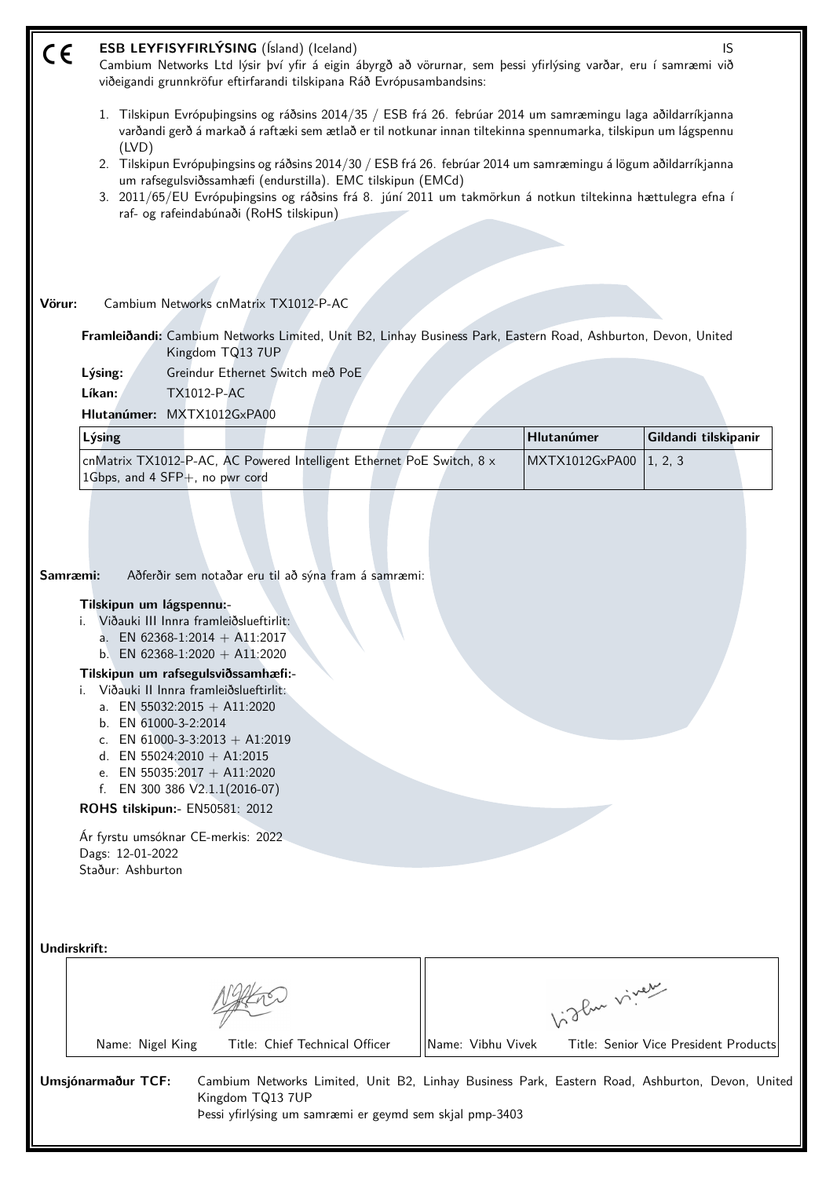CE **ESB LEYFISYFIRLÝSING** (Ísland) (Iceland) IS

Cambium Networks Ltd lýsir því yfir á eigin ábyrgð að vörurnar, sem þessi yfirlýsing varðar, eru í samræmi við viðeigandi grunnkröfur eftirfarandi tilskipana Ráð Evrópusambandsins:

1. Tilskipun Evrópuþingsins og ráðsins 2014/35 / ESB frá 26. febrúar 2014 um samræmingu laga aðildarríkjanna varðandi gerð á markað á raftæki sem ætlað er til notkunar innan tiltekinna spennumarka, tilskipun um lágspennu (LVD)
2. Tilskipun Evrópuþingsins og ráðsins 2014/30 / ESB frá 26. febrúar 2014 um samræmingu á lögum aðildarríkjanna um rafsegulsviðssamhæfi (endurstilla). EMC tilskipun (EMCd)
3. 2011/65/EU Evrópuþingsins og ráðsins frá 8. júní 2011 um takmörkun á notkun tiltekinna hættulegra efna í raf- og rafeindabúnaði (RoHS tilskipun)

**Vörur:** Cambium Networks cnMatrix TX1012-P-AC

**Framleiðandi:** Cambium Networks Limited, Unit B2, Linhay Business Park, Eastern Road, Ashburton, Devon, United Kingdom TQ13 7UP

**Lýsing:** Greindur Ethernet Switch með PoE

**Líkan:** TX1012-P-AC

**Hlutanúmer:** MXTX1012GxPA00

| Lýsing | Hlutanúmer | Gildandi tilskipanir |
|---|---|---|
| cnMatrix TX1012-P-AC, AC Powered Intelligent Ethernet PoE Switch, 8 x 1Gbps, and 4 SFP+, no pwr cord | MXTX1012GxPA00 | 1, 2, 3 |

**Samræmi:** Aðferðir sem notaðar eru til að sýna fram á samræmi:

**Tilskipun um lágspennu:-**

i. Viðauki III Innra framleiðslueftirlit:
   a. EN 62368-1:2014 + A11:2017
   b. EN 62368-1:2020 + A11:2020

**Tilskipun um rafsegulsviðssamhæfi:-**

i. Viðauki II Innra framleiðslueftirlit:
   a. EN 55032:2015 + A11:2020
   b. EN 61000-3-2:2014
   c. EN 61000-3-3:2013 + A1:2019
   d. EN 55024:2010 + A1:2015
   e. EN 55035:2017 + A11:2020
   f. EN 300 386 V2.1.1(2016-07)

**ROHS tilskipun:-** EN50581: 2012

Ár fyrstu umsóknar CE-merkis: 2022
Dags: 12-01-2022
Staður: Ashburton

**Undirskrift:**

| Name: Nigel King Title: Chief Technical Officer | Name: Vibhu Vivek Title: Senior Vice President Products |
|---|---|

**Umsjónarmaður TCF:** Cambium Networks Limited, Unit B2, Linhay Business Park, Eastern Road, Ashburton, Devon, United Kingdom TQ13 7UP
Þessi yfirlýsing um samræmi er geymd sem skjal pmp-3403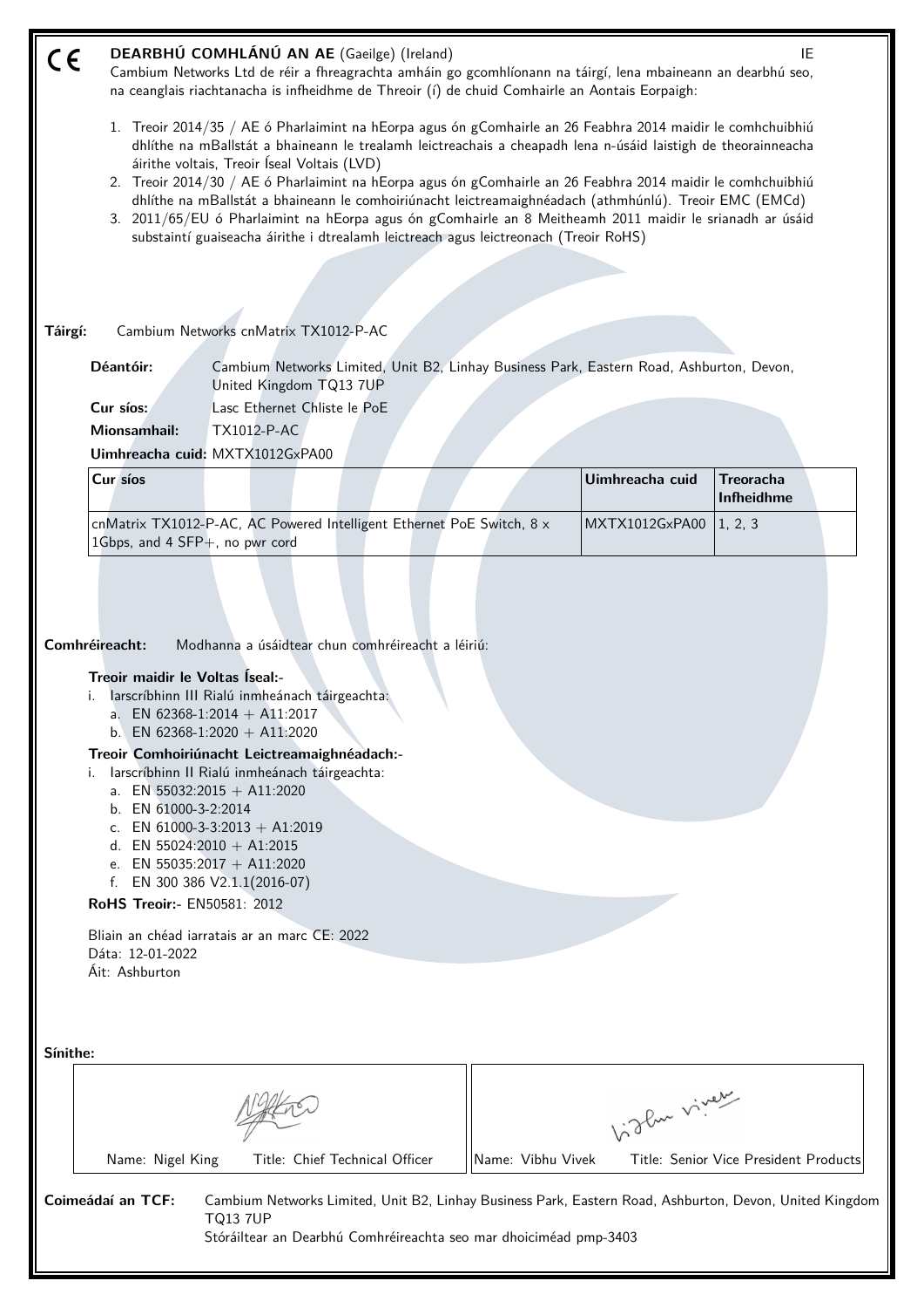CE **DEARBHÚ COMHLÁNÚ AN AE** (Gaeilge) (Ireland) IE

Cambium Networks Ltd de réir a fhreagrachta amháin go gcomhlíonann na táirgí, lena mbaineann an dearbhú seo, na ceanglais riachtanacha is infheidhme de Threoir (í) de chuid Chomhairle an Aontais Eorpaigh:

1. Treoir 2014/35 / AE ó Pharlaimint na hEorpa agus ón gComhairle an 26 Feabhra 2014 maidir le comhchuibhiú dhlíthe na mBallstát a bhaineann le trealamh leictreachais a cheapadh lena n-úsáid laistigh de theorainneacha áirithe voltais, Treoir Íseal Voltais (LVD)
2. Treoir 2014/30 / AE ó Pharlaimint na hEorpa agus ón gComhairle an 26 Feabhra 2014 maidir le comhchuibhiú dhlíthe na mBallstát a bhaineann le comhoiriúnacht leictreamaighnéadach (athmhúnlú). Treoir EMC (EMCd)
3. 2011/65/EU ó Pharlaimint na hEorpa agus ón gComhairle an 8 Meitheamh 2011 maidir le srianadh ar úsáid substaintí guaiseacha áirithe i dtrealamh leictreach agus leictreonach (Treoir RoHS)

**Táirgí:** Cambium Networks cnMatrix TX1012-P-AC

**Déantóir:** Cambium Networks Limited, Unit B2, Linhay Business Park, Eastern Road, Ashburton, Devon, United Kingdom TQ13 7UP

**Cur síos:** Lasc Ethernet Chliste le PoE

**Mionsamhail:** TX1012-P-AC

**Uimhreacha cuid:** MXTX1012GxPA00

| Cur síos | Uimhreacha cuid | Treoracha Infheidhme |
|---|---|---|
| cnMatrix TX1012-P-AC, AC Powered Intelligent Ethernet PoE Switch, 8 x 1Gbps, and 4 SFP+, no pwr cord | MXTX1012GxPA00 | 1, 2, 3 |

**Comhréireacht:** Modhanna a úsáidtear chun comhréireacht a léiriú:

**Treoir maidir le Voltas Íseal:-**

i. Iarscríbhinn III Rialú inmheánach táirgeachta:
   a. EN 62368-1:2014 + A11:2017
   b. EN 62368-1:2020 + A11:2020

**Treoir Comhoiriúnacht Leictreamaighnéadach:-**

i. Iarscríbhinn II Rialú inmheánach táirgeachta:
   a. EN 55032:2015 + A11:2020
   b. EN 61000-3-2:2014
   c. EN 61000-3-3:2013 + A1:2019
   d. EN 55024:2010 + A1:2015
   e. EN 55035:2017 + A11:2020
   f. EN 300 386 V2.1.1(2016-07)

**RoHS Treoir:-** EN50581: 2012

Bliain an chéad iarratais ar an marc CE: 2022
Dáta: 12-01-2022
Áit: Ashburton

**Sínithe:**

| Name: Nigel King | Title: Chief Technical Officer | Name: Vibhu Vivek | Title: Senior Vice President Products |
|---|---|---|---|

**Coimeádaí an TCF:** Cambium Networks Limited, Unit B2, Linhay Business Park, Eastern Road, Ashburton, Devon, United Kingdom TQ13 7UP
Stóráiltear an Dearbhú Comhréireachta seo mar dhoiciméad pmp-3403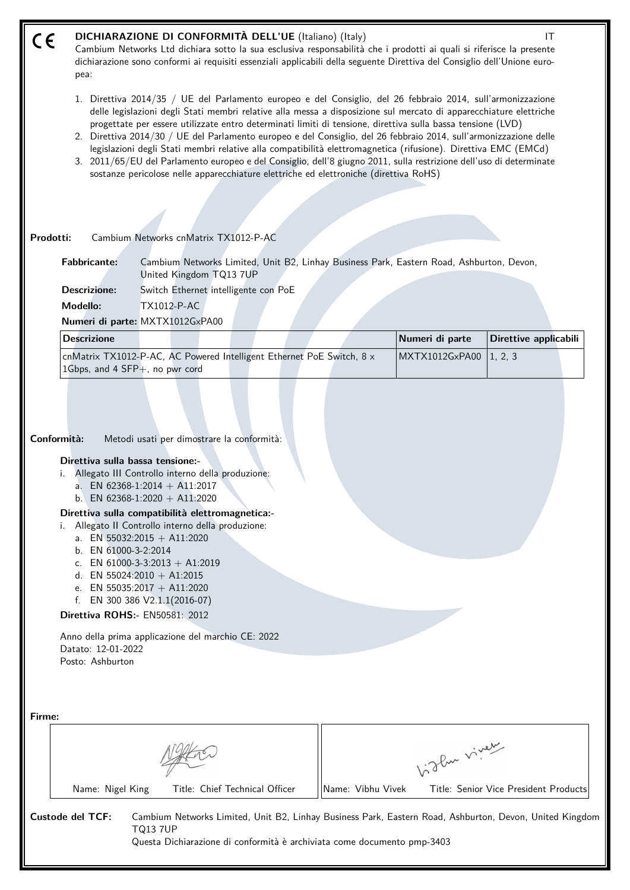CE **DICHIARAZIONE DI CONFORMITÀ DELL'UE** (Italiano) (Italy) IT

Cambium Networks Ltd dichiara sotto la sua esclusiva responsabilità che i prodotti ai quali si riferisce la presente dichiarazione sono conformi ai requisiti essenziali applicabili della seguente Direttiva del Consiglio dell'Unione europea:

1. Direttiva 2014/35 / UE del Parlamento europeo e del Consiglio, del 26 febbraio 2014, sull'armonizzazione delle legislazioni degli Stati membri relative alla messa a disposizione sul mercato di apparecchiature elettriche progettate per essere utilizzate entro determinati limiti di tensione, direttiva sulla bassa tensione (LVD)
2. Direttiva 2014/30 / UE del Parlamento europeo e del Consiglio, del 26 febbraio 2014, sull'armonizzazione delle legislazioni degli Stati membri relative alla compatibilità elettromagnetica (rifusione). Direttiva EMC (EMCd)
3. 2011/65/EU del Parlamento europeo e del Consiglio, dell'8 giugno 2011, sulla restrizione dell'uso di determinate sostanze pericolose nelle apparecchiature elettriche ed elettroniche (direttiva RoHS)

**Prodotti:** Cambium Networks cnMatrix TX1012-P-AC

**Fabbricante:** Cambium Networks Limited, Unit B2, Linhay Business Park, Eastern Road, Ashburton, Devon, United Kingdom TQ13 7UP

**Descrizione:** Switch Ethernet intelligente con PoE

**Modello:** TX1012-P-AC

**Numeri di parte:** MXTX1012GxPA00

| Descrizione | Numeri di parte | Direttive applicabili |
|---|---|---|
| cnMatrix TX1012-P-AC, AC Powered Intelligent Ethernet PoE Switch, 8 x 1Gbps, and 4 SFP+, no pwr cord | MXTX1012GxPA00 | 1, 2, 3 |

**Conformità:** Metodi usati per dimostrare la conformità:

**Direttiva sulla bassa tensione:-**

i. Allegato III Controllo interno della produzione:
   a. EN 62368-1:2014 + A11:2017
   b. EN 62368-1:2020 + A11:2020

**Direttiva sulla compatibilità elettromagnetica:-**

i. Allegato II Controllo interno della produzione:
   a. EN 55032:2015 + A11:2020
   b. EN 61000-3-2:2014
   c. EN 61000-3-3:2013 + A1:2019
   d. EN 55024:2010 + A1:2015
   e. EN 55035:2017 + A11:2020
   f. EN 300 386 V2.1.1(2016-07)

**Direttiva ROHS:-** EN50581: 2012

Anno della prima applicazione del marchio CE: 2022
Datato: 12-01-2022
Posto: Ashburton

**Firme:**

| Name: Nigel King Title: Chief Technical Officer | Name: Vibhu Vivek Title: Senior Vice President Products |
|---|---|

**Custode del TCF:** Cambium Networks Limited, Unit B2, Linhay Business Park, Eastern Road, Ashburton, Devon, United Kingdom TQ13 7UP
Questa Dichiarazione di conformità è archiviata come documento pmp-3403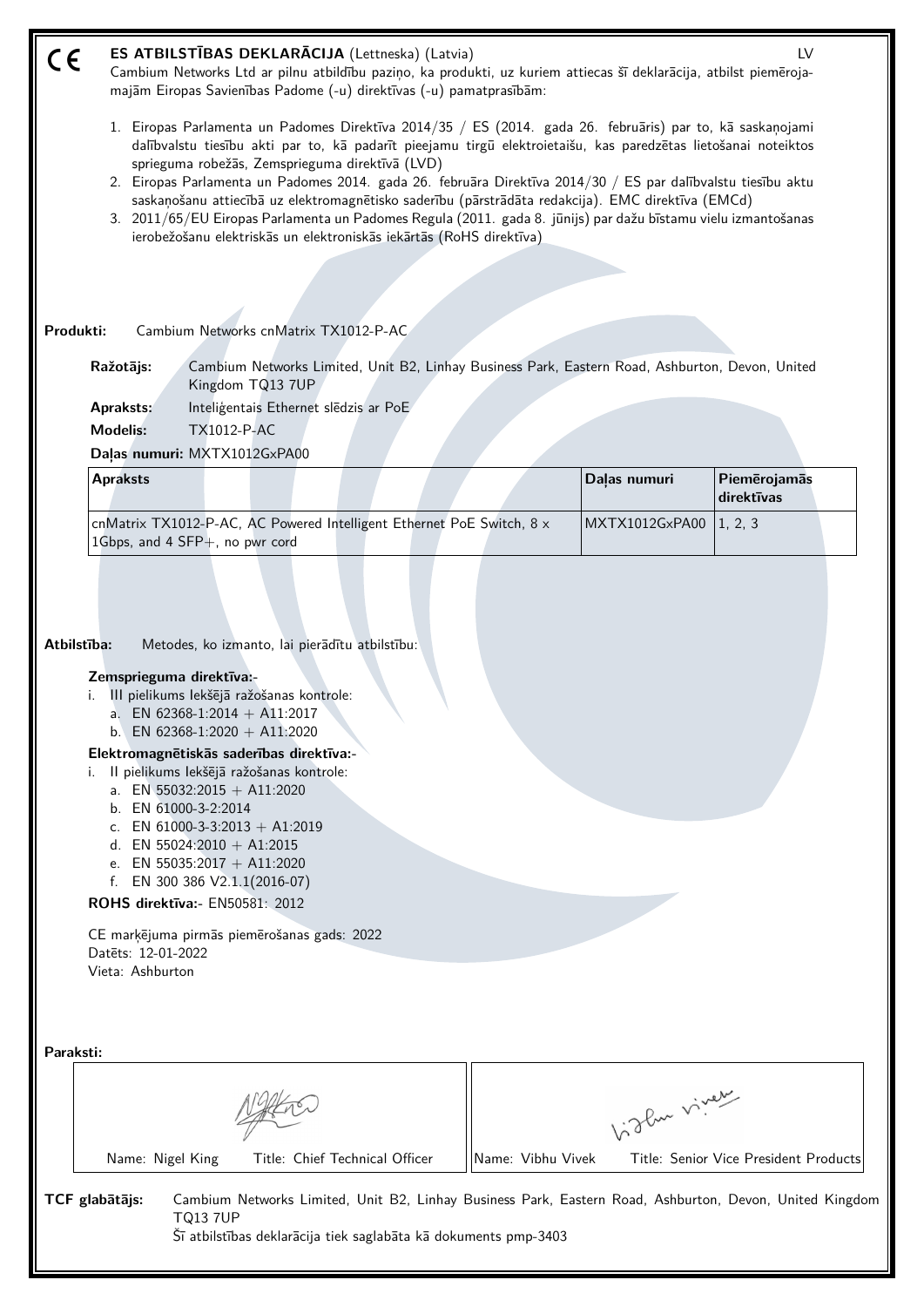CE **ES ATBILSTĪBAS DEKLARĀCIJA** (Lettneska) (Latvia) LV

Cambium Networks Ltd ar pilnu atbildību paziņo, ka produkti, uz kuriem attiecas šī deklarācija, atbilst piemērojamajām Eiropas Savienības Padome (-u) direktīvas (-u) pamatprasībām:

1. Eiropas Parlamenta un Padomes Direktīva 2014/35 / ES (2014. gada 26. februāris) par to, kā saskaņojami dalībvalstu tiesību akti par to, kā padarīt pieejamu tirgū elektroietaišu, kas paredzētas lietošanai noteiktos sprieguma robežās, Zemsprieguma direktīvā (LVD)
2. Eiropas Parlamenta un Padomes 2014. gada 26. februāra Direktīva 2014/30 / ES par dalībvalstu tiesību aktu saskaņošanu attiecībā uz elektromagnētisko saderību (pārstrādāta redakcija). EMC direktīva (EMCd)
3. 2011/65/EU Eiropas Parlamenta un Padomes Regula (2011. gada 8. jūnijs) par dažu bīstamu vielu izmantošanas ierobežošanu elektriskās un elektroniskās iekārtās (RoHS direktīva)

**Produkti:** Cambium Networks cnMatrix TX1012-P-AC

**Ražotājs:** Cambium Networks Limited, Unit B2, Linhay Business Park, Eastern Road, Ashburton, Devon, United Kingdom TQ13 7UP

**Apraksts:** Inteliģentais Ethernet slēdzis ar PoE

**Modelis:** TX1012-P-AC

**Daļas numuri:** MXTX1012GxPA00

| Apraksts | Daļas numuri | Piemērojamās direktīvas |
|---|---|---|
| cnMatrix TX1012-P-AC, AC Powered Intelligent Ethernet PoE Switch, 8 x 1Gbps, and 4 SFP+, no pwr cord | MXTX1012GxPA00 | 1, 2, 3 |

**Atbilstība:** Metodes, ko izmanto, lai pierādītu atbilstību:

**Zemsprieguma direktīva:-**

i. III pielikums Iekšējā ražošanas kontrole:
   a. EN 62368-1:2014 + A11:2017
   b. EN 62368-1:2020 + A11:2020

**Elektromagnētiskās saderības direktīva:-**

i. II pielikums Iekšējā ražošanas kontrole:
   a. EN 55032:2015 + A11:2020
   b. EN 61000-3-2:2014
   c. EN 61000-3-3:2013 + A1:2019
   d. EN 55024:2010 + A1:2015
   e. EN 55035:2017 + A11:2020
   f. EN 300 386 V2.1.1(2016-07)

**ROHS direktīva:-** EN50581: 2012

CE marķējuma pirmās piemērošanas gads: 2022
Datēts: 12-01-2022
Vieta: Ashburton

**Paraksti:**

| Name: Nigel King Title: Chief Technical Officer | Name: Vibhu Vivek Title: Senior Vice President Products |
|---|---|

**TCF glabātājs:** Cambium Networks Limited, Unit B2, Linhay Business Park, Eastern Road, Ashburton, Devon, United Kingdom TQ13 7UP
Šī atbilstības deklarācija tiek saglabāta kā dokuments pmp-3403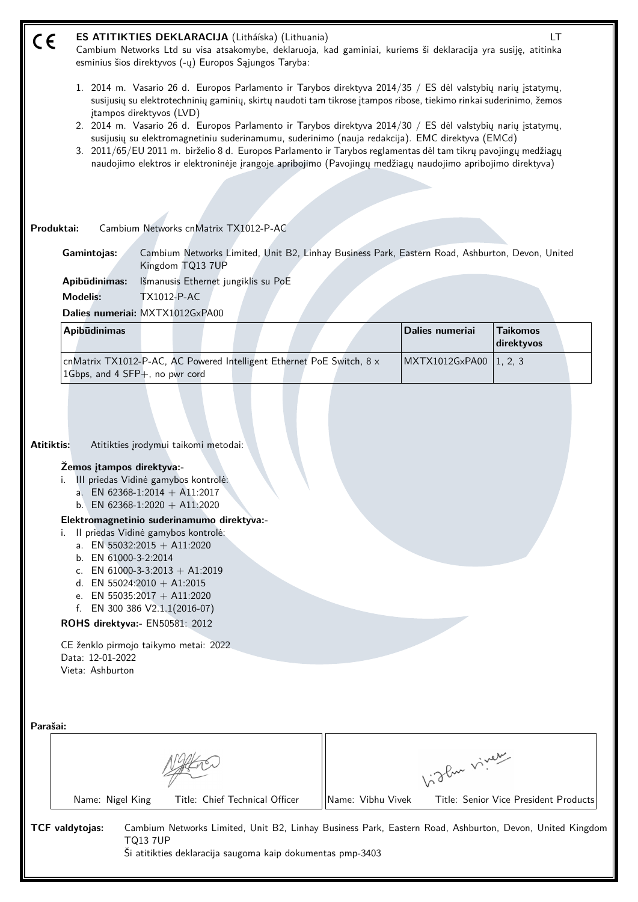CE **ES ATITIKTIES DEKLARACIJA** (Litháíska) (Lithuania) LT

Cambium Networks Ltd su visa atsakomybe, deklaruoja, kad gaminiai, kuriems ši deklaracija yra susiję, atitinka esminius šios direktyvos (-ų) Europos Sąjungos Taryba:

1. 2014 m. Vasario 26 d. Europos Parlamento ir Tarybos direktyva 2014/35 / ES dėl valstybių narių įstatymų, susijusių su elektrotechninių gaminių, skirtų naudoti tam tikrose įtampos ribose, tiekimo rinkai suderinimo, žemos įtampos direktyvos (LVD)
2. 2014 m. Vasario 26 d. Europos Parlamento ir Tarybos direktyva 2014/30 / ES dėl valstybių narių įstatymų, susijusių su elektromagnetiniu suderinamumu, suderinimo (nauja redakcija). EMC direktyva (EMCd)
3. 2011/65/EU 2011 m. birželio 8 d. Europos Parlamento ir Tarybos reglamentas dėl tam tikrų pavojingų medžiagų naudojimo elektros ir elektroninėje įrangoje apribojimo (Pavojingų medžiagų naudojimo apribojimo direktyva)

**Produktai:** Cambium Networks cnMatrix TX1012-P-AC

**Gamintojas:** Cambium Networks Limited, Unit B2, Linhay Business Park, Eastern Road, Ashburton, Devon, United Kingdom TQ13 7UP

**Apibūdinimas:** Išmanusis Ethernet jungiklis su PoE

**Modelis:** TX1012-P-AC

**Dalies numeriai:** MXTX1012GxPA00

| Apibūdinimas | Dalies numeriai | Taikomos direktyvos |
|---|---|---|
| cnMatrix TX1012-P-AC, AC Powered Intelligent Ethernet PoE Switch, 8 x 1Gbps, and 4 SFP+, no pwr cord | MXTX1012GxPA00 | 1, 2, 3 |

**Atitiktis:** Atitikties įrodymui taikomi metodai:

**Žemos įtampos direktyva:-**

i. III priedas Vidinė gamybos kontrolė:
  a. EN 62368-1:2014 + A11:2017
  b. EN 62368-1:2020 + A11:2020

**Elektromagnetinio suderinamumo direktyva:-**

i. II priedas Vidinė gamybos kontrolė:
  a. EN 55032:2015 + A11:2020
  b. EN 61000-3-2:2014
  c. EN 61000-3-3:2013 + A1:2019
  d. EN 55024:2010 + A1:2015
  e. EN 55035:2017 + A11:2020
  f. EN 300 386 V2.1.1(2016-07)

**ROHS direktyva:-** EN50581: 2012

CE ženklo pirmojo taikymo metai: 2022
Data: 12-01-2022
Vieta: Ashburton

**Parašai:**

| Name: Nigel King Title: Chief Technical Officer | Name: Vibhu Vivek Title: Senior Vice President Products |
|---|---|

**TCF valdytojas:** Cambium Networks Limited, Unit B2, Linhay Business Park, Eastern Road, Ashburton, Devon, United Kingdom TQ13 7UP
Ši atitikties deklaracija saugoma kaip dokumentas pmp-3403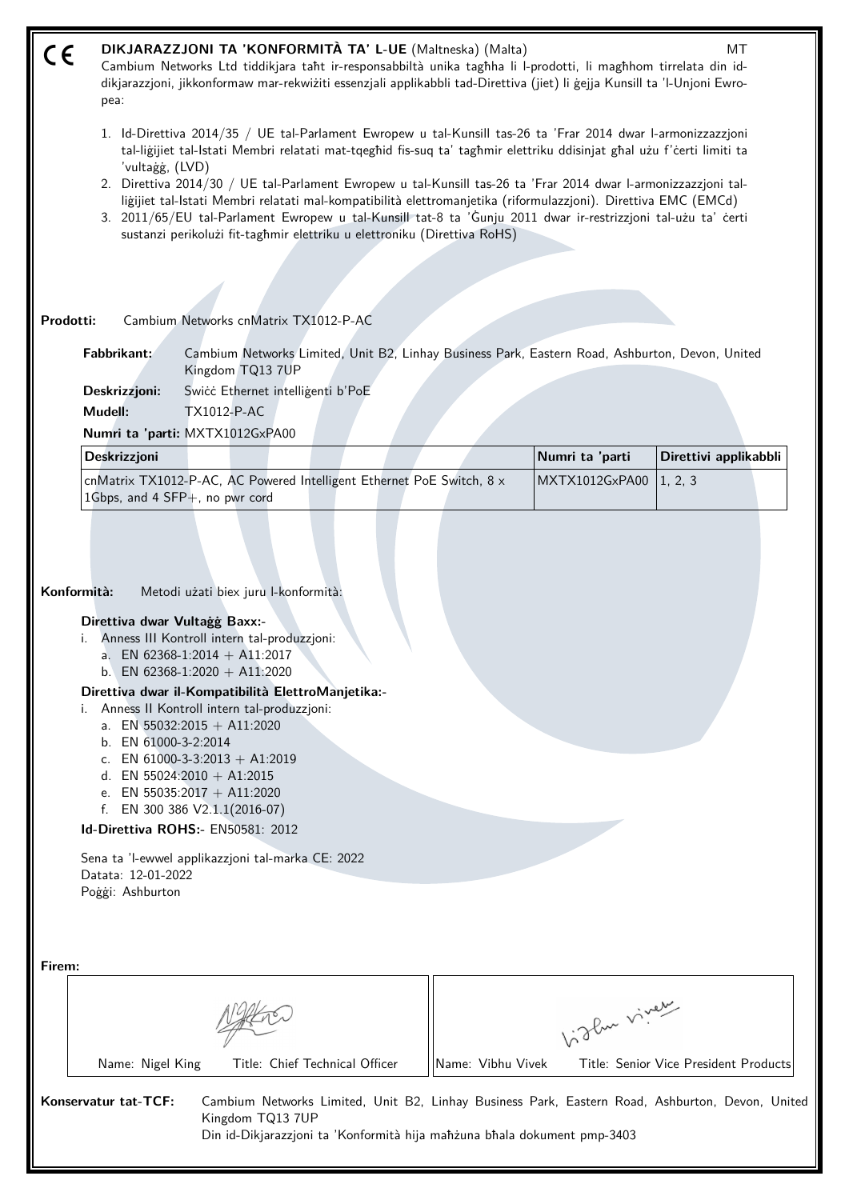CE

# DIKJARAZZJONI TA 'KONFORMITÀ TA' L-UE (Maltneska) (Malta)

MT

Cambium Networks Ltd tiddikjara taħt ir-responsabbiltà unika tagħha li l-prodotti, li magħhom tirrelata din id-dikjarazzjoni, jikkonformaw mar-rekwiżiti essenzjali applikabbli tad-Direttiva (jiet) li ġejja Kunsill ta 'l-Unjoni Ewropea:

1. Id-Direttiva 2014/35 / UE tal-Parlament Ewropew u tal-Kunsill tas-26 ta 'Frar 2014 dwar l-armonizzazzjoni tal-liġijiet tal-Istati Membri relatati mat-tqegħid fis-suq ta' tagħmir elettriku ddisinjat għal użu f'ċerti limiti ta 'vultaġġ, (LVD)
2. Direttiva 2014/30 / UE tal-Parlament Ewropew u tal-Kunsill tas-26 ta 'Frar 2014 dwar l-armonizzazzjoni tal-liġijiet tal-Istati Membri relatati mal-kompatibilità elettromanjetika (riformulazzjoni). Direttiva EMC (EMCd)
3. 2011/65/EU tal-Parlament Ewropew u tal-Kunsill tat-8 ta 'Ġunju 2011 dwar ir-restrizzjoni tal-użu ta' ċerti sustanzi perikolużi fit-tagħmir elettriku u elettroniku (Direttiva RoHS)

**Prodotti:** Cambium Networks cnMatrix TX1012-P-AC

**Fabbrikant:** Cambium Networks Limited, Unit B2, Linhay Business Park, Eastern Road, Ashburton, Devon, United Kingdom TQ13 7UP

**Deskrizzjoni:** Swiċċ Ethernet intelliġenti b'PoE

**Mudell:** TX1012-P-AC

**Numri ta 'parti:** MXTX1012GxPA00

| Deskrizzjoni | Numri ta 'parti | Direttivi applikabbli |
|---|---|---|
| cnMatrix TX1012-P-AC, AC Powered Intelligent Ethernet PoE Switch, 8 x 1Gbps, and 4 SFP+, no pwr cord | MXTX1012GxPA00 | 1, 2, 3 |

**Konformità:** Metodi użati biex juru l-konformità:

**Direttiva dwar Vultaġġ Baxx:-**

i. Anness III Kontroll intern tal-produzzjoni:
   a. EN 62368-1:2014 + A11:2017
   b. EN 62368-1:2020 + A11:2020

**Direttiva dwar il-Kompatibilità ElettroManjetika:-**

i. Anness II Kontroll intern tal-produzzjoni:
   a. EN 55032:2015 + A11:2020
   b. EN 61000-3-2:2014
   c. EN 61000-3-3:2013 + A1:2019
   d. EN 55024:2010 + A1:2015
   e. EN 55035:2017 + A11:2020
   f. EN 300 386 V2.1.1(2016-07)

**Id-Direttiva ROHS:-** EN50581: 2012

Sena ta 'l-ewwel applikazzjoni tal-marka CE: 2022

Datata: 12-01-2022

Poġġi: Ashburton

**Firem:**

| Name: Nigel King Title: Chief Technical Officer | Name: Vibhu Vivek Title: Senior Vice President Products |
|---|---|

**Konservatur tat-TCF:** Cambium Networks Limited, Unit B2, Linhay Business Park, Eastern Road, Ashburton, Devon, United Kingdom TQ13 7UP

Din id-Dikjarazzjoni ta 'Konformità hija maħżuna bħala dokument pmp-3403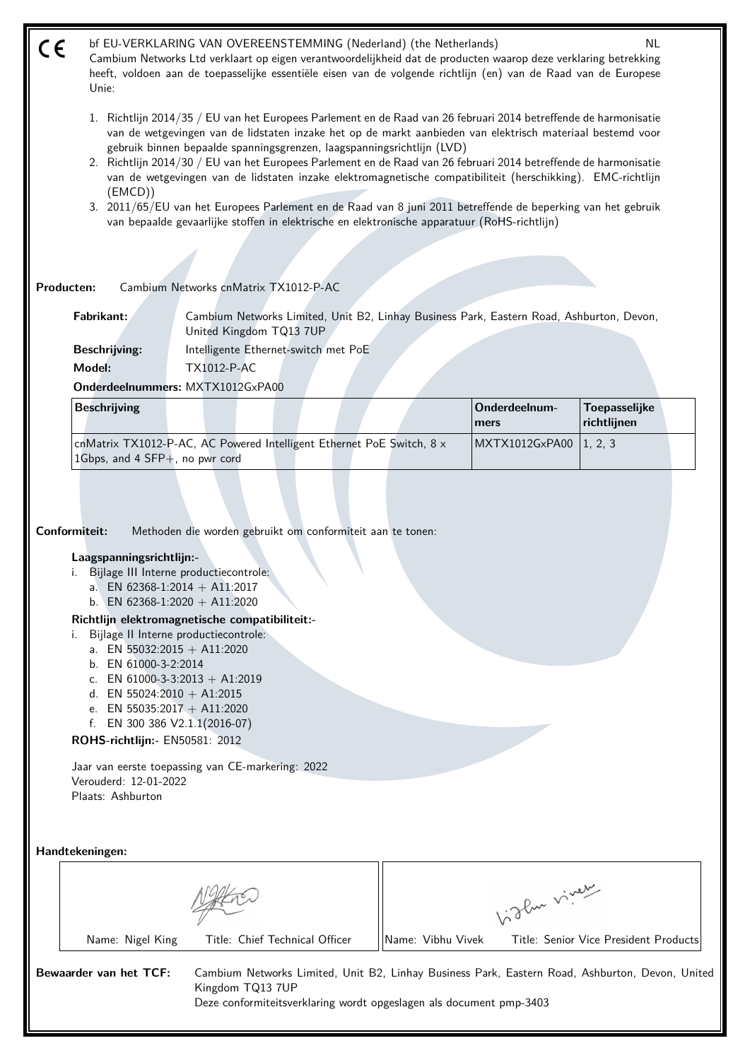CE

bf EU-VERKLARING VAN OVEREENSTEMMING (Nederland) (the Netherlands) NL

Cambium Networks Ltd verklaart op eigen verantwoordelijkheid dat de producten waarop deze verklaring betrekking heeft, voldoen aan de toepasselijke essentiële eisen van de volgende richtlijn (en) van de Raad van de Europese Unie:

1. Richtlijn 2014/35 / EU van het Europees Parlement en de Raad van 26 februari 2014 betreffende de harmonisatie van de wetgevingen van de lidstaten inzake het op de markt aanbieden van elektrisch materiaal bestemd voor gebruik binnen bepaalde spanningsgrenzen, laagspanningsrichtlijn (LVD)
2. Richtlijn 2014/30 / EU van het Europees Parlement en de Raad van 26 februari 2014 betreffende de harmonisatie van de wetgevingen van de lidstaten inzake elektromagnetische compatibiliteit (herschikking). EMC-richtlijn (EMCD))
3. 2011/65/EU van het Europees Parlement en de Raad van 8 juni 2011 betreffende de beperking van het gebruik van bepaalde gevaarlijke stoffen in elektrische en elektronische apparatuur (RoHS-richtlijn)

**Producten:** Cambium Networks cnMatrix TX1012-P-AC

**Fabrikant:** Cambium Networks Limited, Unit B2, Linhay Business Park, Eastern Road, Ashburton, Devon, United Kingdom TQ13 7UP

**Beschrijving:** Intelligente Ethernet-switch met PoE

**Model:** TX1012-P-AC

**Onderdeelnummers:** MXTX1012GxPA00

| Beschrijving | Onderdeelnummers | Toepasselijke richtlijnen |
|---|---|---|
| cnMatrix TX1012-P-AC, AC Powered Intelligent Ethernet PoE Switch, 8 x 1Gbps, and 4 SFP+, no pwr cord | MXTX1012GxPA00 | 1, 2, 3 |

**Conformiteit:** Methoden die worden gebruikt om conformiteit aan te tonen:

**Laagspanningsrichtlijn:-**

i. Bijlage III Interne productiecontrole:
   a. EN 62368-1:2014 + A11:2017
   b. EN 62368-1:2020 + A11:2020

**Richtlijn elektromagnetische compatibiliteit:-**

i. Bijlage II Interne productiecontrole:
   a. EN 55032:2015 + A11:2020
   b. EN 61000-3-2:2014
   c. EN 61000-3-3:2013 + A1:2019
   d. EN 55024:2010 + A1:2015
   e. EN 55035:2017 + A11:2020
   f. EN 300 386 V2.1.1(2016-07)

**ROHS-richtlijn:-** EN50581: 2012

Jaar van eerste toepassing van CE-markering: 2022
Verouderd: 12-01-2022
Plaats: Ashburton

**Handtekeningen:**

| Name: Nigel King | Title: Chief Technical Officer | Name: Vibhu Vivek | Title: Senior Vice President Products |
|---|---|---|---|

**Bewaarder van het TCF:** Cambium Networks Limited, Unit B2, Linhay Business Park, Eastern Road, Ashburton, Devon, United Kingdom TQ13 7UP
Deze conformiteitsverklaring wordt opgeslagen als document pmp-3403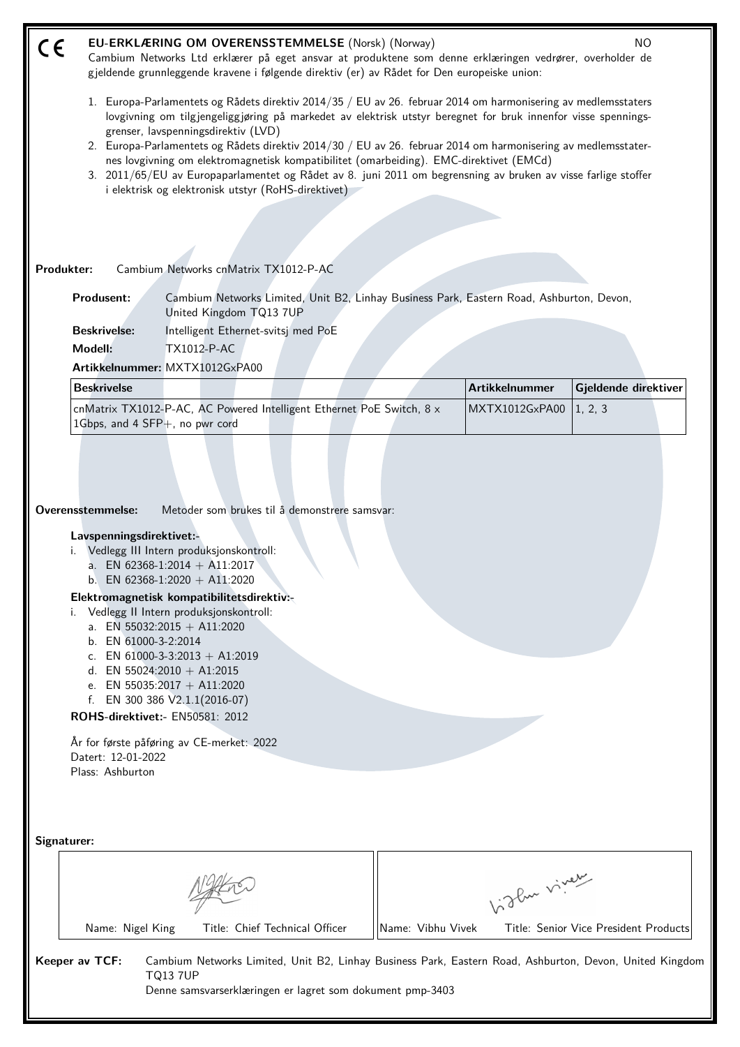CE **EU-ERKLÆRING OM OVERENSSTEMMELSE** (Norsk) (Norway) NO

Cambium Networks Ltd erklærer på eget ansvar at produktene som denne erklæringen vedrører, overholder de gjeldende grunnleggende kravene i følgende direktiv (er) av Rådet for Den europeiske union:

1. Europa-Parlamentets og Rådets direktiv 2014/35 / EU av 26. februar 2014 om harmonisering av medlemsstaters lovgivning om tilgjengeliggjøring på markedet av elektrisk utstyr beregnet for bruk innenfor visse spenningsgrenser, lavspenningsdirektiv (LVD)
2. Europa-Parlamentets og Rådets direktiv 2014/30 / EU av 26. februar 2014 om harmonisering av medlemsstaternes lovgivning om elektromagnetisk kompatibilitet (omarbeiding). EMC-direktivet (EMCd)
3. 2011/65/EU av Europaparlamentet og Rådet av 8. juni 2011 om begrensning av bruken av visse farlige stoffer i elektrisk og elektronisk utstyr (RoHS-direktivet)

**Produkter:** Cambium Networks cnMatrix TX1012-P-AC

**Produsent:** Cambium Networks Limited, Unit B2, Linhay Business Park, Eastern Road, Ashburton, Devon, United Kingdom TQ13 7UP

**Beskrivelse:** Intelligent Ethernet-svitsj med PoE

**Modell:** TX1012-P-AC

**Artikkelnummer:** MXTX1012GxPA00

| Beskrivelse | Artikkelnummer | Gjeldende direktiver |
|---|---|---|
| cnMatrix TX1012-P-AC, AC Powered Intelligent Ethernet PoE Switch, 8 x 1Gbps, and 4 SFP+, no pwr cord | MXTX1012GxPA00 | 1, 2, 3 |

**Overensstemmelse:** Metoder som brukes til å demonstrere samsvar:

**Lavspenningsdirektivet:-**

i. Vedlegg III Intern produksjonskontroll:
   a. EN 62368-1:2014 + A11:2017
   b. EN 62368-1:2020 + A11:2020

**Elektromagnetisk kompatibilitetsdirektiv:-**

i. Vedlegg II Intern produksjonskontroll:
   a. EN 55032:2015 + A11:2020
   b. EN 61000-3-2:2014
   c. EN 61000-3-3:2013 + A1:2019
   d. EN 55024:2010 + A1:2015
   e. EN 55035:2017 + A11:2020
   f. EN 300 386 V2.1.1(2016-07)

**ROHS-direktivet:-** EN50581: 2012

År for første påføring av CE-merket: 2022
Datert: 12-01-2022
Plass: Ashburton

**Signaturer:**

| Name: Nigel King Title: Chief Technical Officer | Name: Vibhu Vivek Title: Senior Vice President Products |
|---|---|

**Keeper av TCF:** Cambium Networks Limited, Unit B2, Linhay Business Park, Eastern Road, Ashburton, Devon, United Kingdom TQ13 7UP
Denne samsvarserklæringen er lagret som dokument pmp-3403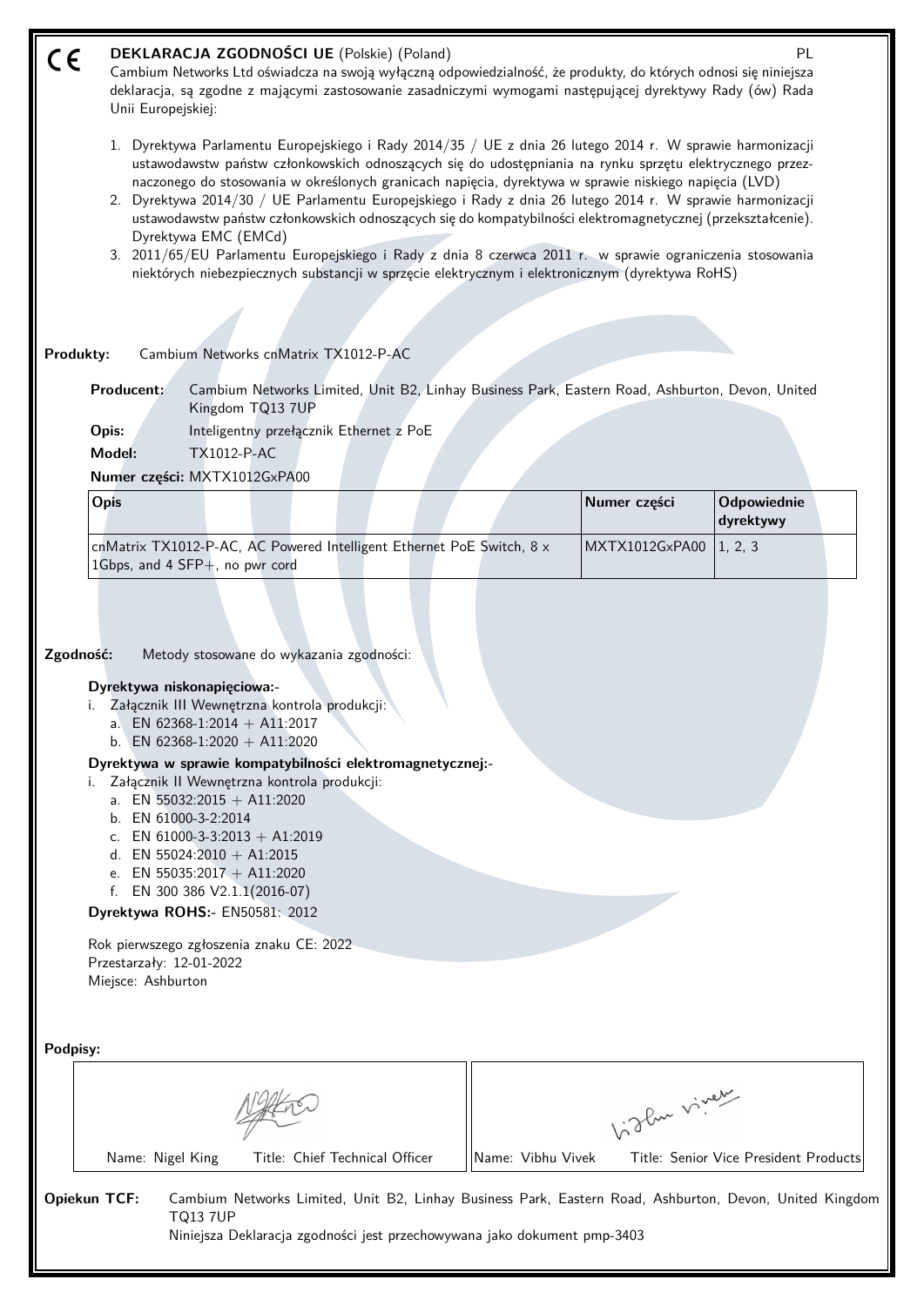# DEKLARACJA ZGODNOŚCI UE (Polskie) (Poland)

CE PL

Cambium Networks Ltd oświadcza na swoją wyłączną odpowiedzialność, że produkty, do których odnosi się niniejsza deklaracja, są zgodne z mającymi zastosowanie zasadniczymi wymogami następującej dyrektywy Rady (ów) Rada Unii Europejskiej:

1. Dyrektywa Parlamentu Europejskiego i Rady 2014/35 / UE z dnia 26 lutego 2014 r. W sprawie harmonizacji ustawodawstw państw członkowskich odnoszących się do udostępniania na rynku sprzętu elektrycznego przeznaczonego do stosowania w określonych granicach napięcia, dyrektywa w sprawie niskiego napięcia (LVD)
2. Dyrektywa 2014/30 / UE Parlamentu Europejskiego i Rady z dnia 26 lutego 2014 r. W sprawie harmonizacji ustawodawstw państw członkowskich odnoszących się do kompatybilności elektromagnetycznej (przekształcenie). Dyrektywa EMC (EMCd)
3. 2011/65/EU Parlamentu Europejskiego i Rady z dnia 8 czerwca 2011 r. w sprawie ograniczenia stosowania niektórych niebezpiecznych substancji w sprzęcie elektrycznym i elektronicznym (dyrektywa RoHS)

**Produkty:** Cambium Networks cnMatrix TX1012-P-AC

**Producent:** Cambium Networks Limited, Unit B2, Linhay Business Park, Eastern Road, Ashburton, Devon, United Kingdom TQ13 7UP

**Opis:** Inteligentny przełącznik Ethernet z PoE

**Model:** TX1012-P-AC

**Numer części:** MXTX1012GxPA00

| Opis | Numer części | Odpowiednie dyrektywy |
|---|---|---|
| cnMatrix TX1012-P-AC, AC Powered Intelligent Ethernet PoE Switch, 8 x 1Gbps, and 4 SFP+, no pwr cord | MXTX1012GxPA00 | 1, 2, 3 |

**Zgodność:** Metody stosowane do wykazania zgodności:

**Dyrektywa niskonapięciowa:-**

i. Załącznik III Wewnętrzna kontrola produkcji:
   a. EN 62368-1:2014 + A11:2017
   b. EN 62368-1:2020 + A11:2020

**Dyrektywa w sprawie kompatybilności elektromagnetycznej:-**

i. Załącznik II Wewnętrzna kontrola produkcji:
   a. EN 55032:2015 + A11:2020
   b. EN 61000-3-2:2014
   c. EN 61000-3-3:2013 + A1:2019
   d. EN 55024:2010 + A1:2015
   e. EN 55035:2017 + A11:2020
   f. EN 300 386 V2.1.1(2016-07)

**Dyrektywa ROHS:-** EN50581: 2012

Rok pierwszego zgłoszenia znaku CE: 2022
Przestarzały: 12-01-2022
Miejsce: Ashburton

**Podpisy:**

| Name: Nigel King Title: Chief Technical Officer | Name: Vibhu Vivek Title: Senior Vice President Products |
|---|---|

**Opiekun TCF:** Cambium Networks Limited, Unit B2, Linhay Business Park, Eastern Road, Ashburton, Devon, United Kingdom TQ13 7UP

Niniejsza Deklaracja zgodności jest przechowywana jako dokument pmp-3403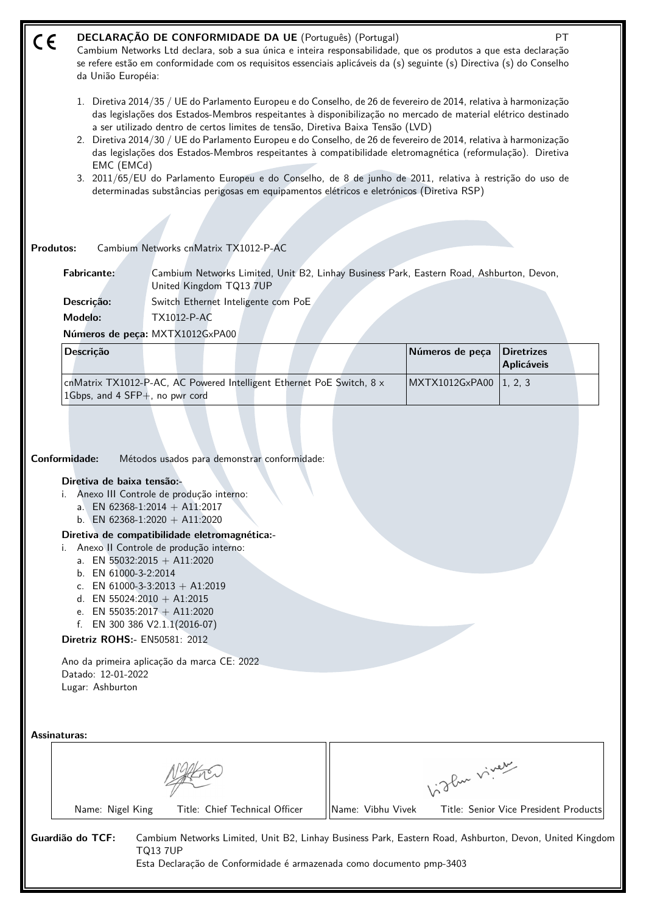CE **DECLARAÇÃO DE CONFORMIDADE DA UE** (Português) (Portugal) PT

Cambium Networks Ltd declara, sob a sua única e inteira responsabilidade, que os produtos a que esta declaração se refere estão em conformidade com os requisitos essenciais aplicáveis da (s) seguinte (s) Directiva (s) do Conselho da União Européia:

1. Diretiva 2014/35 / UE do Parlamento Europeu e do Conselho, de 26 de fevereiro de 2014, relativa à harmonização das legislações dos Estados-Membros respeitantes à disponibilização no mercado de material elétrico destinado a ser utilizado dentro de certos limites de tensão, Diretiva Baixa Tensão (LVD)
2. Diretiva 2014/30 / UE do Parlamento Europeu e do Conselho, de 26 de fevereiro de 2014, relativa à harmonização das legislações dos Estados-Membros respeitantes à compatibilidade eletromagnética (reformulação). Diretiva EMC (EMCd)
3. 2011/65/EU do Parlamento Europeu e do Conselho, de 8 de junho de 2011, relativa à restrição do uso de determinadas substâncias perigosas em equipamentos elétricos e eletrónicos (Diretiva RSP)

**Produtos:** Cambium Networks cnMatrix TX1012-P-AC

**Fabricante:** Cambium Networks Limited, Unit B2, Linhay Business Park, Eastern Road, Ashburton, Devon, United Kingdom TQ13 7UP

**Descrição:** Switch Ethernet Inteligente com PoE

**Modelo:** TX1012-P-AC

**Números de peça:** MXTX1012GxPA00

| Descrição | Números de peça | Diretrizes Aplicáveis |
|---|---|---|
| cnMatrix TX1012-P-AC, AC Powered Intelligent Ethernet PoE Switch, 8 x 1Gbps, and 4 SFP+, no pwr cord | MXTX1012GxPA00 | 1, 2, 3 |

**Conformidade:** Métodos usados para demonstrar conformidade:

**Diretiva de baixa tensão:-**

i. Anexo III Controle de produção interno:
   a. EN 62368-1:2014 + A11:2017
   b. EN 62368-1:2020 + A11:2020

**Diretiva de compatibilidade eletromagnética:-**

i. Anexo II Controle de produção interno:
   a. EN 55032:2015 + A11:2020
   b. EN 61000-3-2:2014
   c. EN 61000-3-3:2013 + A1:2019
   d. EN 55024:2010 + A1:2015
   e. EN 55035:2017 + A11:2020
   f. EN 300 386 V2.1.1(2016-07)

**Diretriz ROHS:-** EN50581: 2012

Ano da primeira aplicação da marca CE: 2022
Datado: 12-01-2022
Lugar: Ashburton

**Assinaturas:**

| Name: Nigel King Title: Chief Technical Officer | Name: Vibhu Vivek Title: Senior Vice President Products |
|---|---|

**Guardião do TCF:** Cambium Networks Limited, Unit B2, Linhay Business Park, Eastern Road, Ashburton, Devon, United Kingdom TQ13 7UP
Esta Declaração de Conformidade é armazenada como documento pmp-3403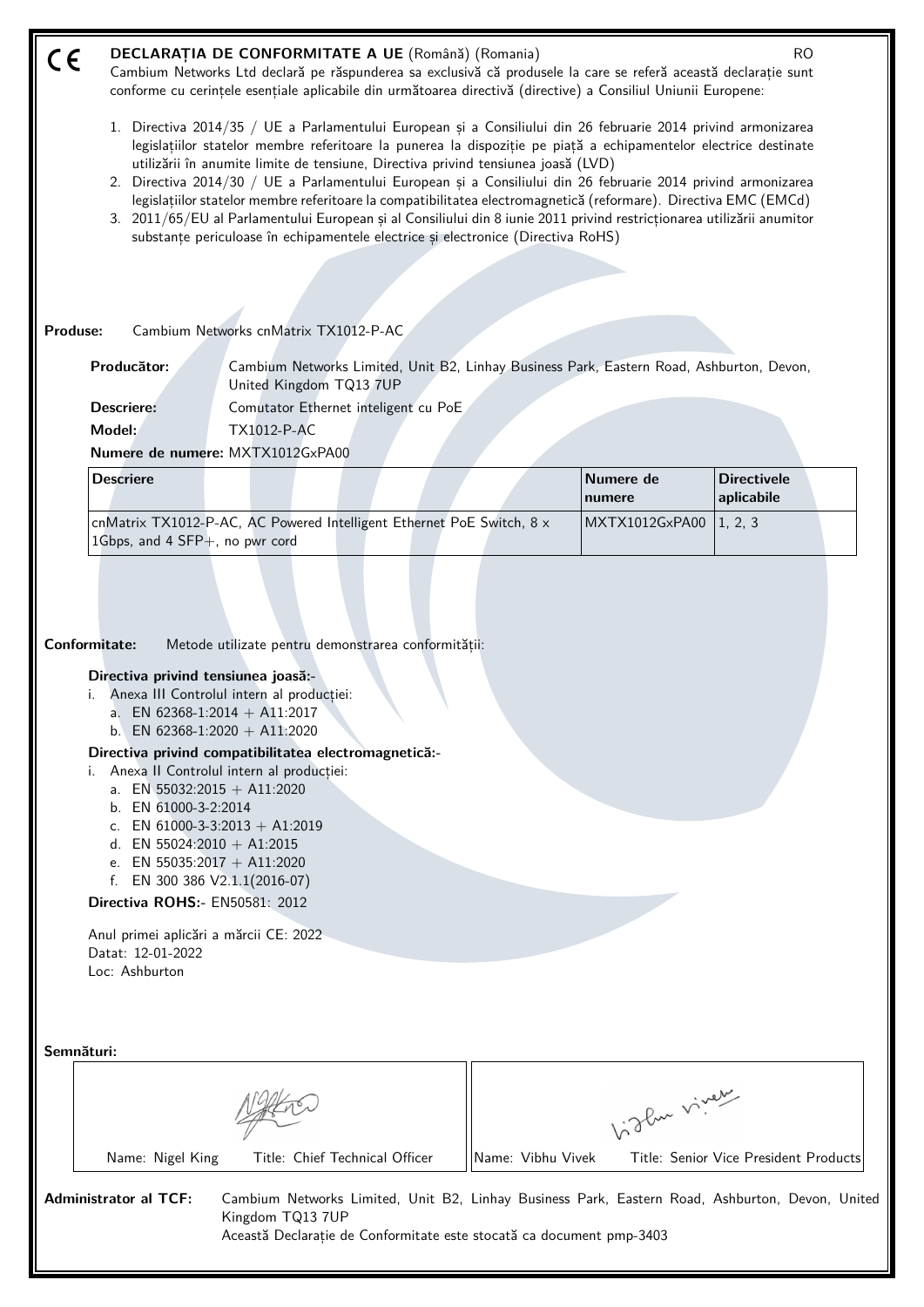CE

# DECLARAȚIA DE CONFORMITATE A UE (Română) (Romania)

RO

Cambium Networks Ltd declară pe răspunderea sa exclusivă că produsele la care se referă această declarație sunt conforme cu cerințele esențiale aplicabile din următoarea directivă (directive) a Consiliul Uniunii Europene:

1. Directiva 2014/35 / UE a Parlamentului European și a Consiliului din 26 februarie 2014 privind armonizarea legislațiilor statelor membre referitoare la punerea la dispoziție pe piață a echipamentelor electrice destinate utilizării în anumite limite de tensiune, Directiva privind tensiunea joasă (LVD)
2. Directiva 2014/30 / UE a Parlamentului European și a Consiliului din 26 februarie 2014 privind armonizarea legislațiilor statelor membre referitoare la compatibilitatea electromagnetică (reformare). Directiva EMC (EMCd)
3. 2011/65/EU al Parlamentului European și al Consiliului din 8 iunie 2011 privind restricționarea utilizării anumitor substanțe periculoase în echipamentele electrice și electronice (Directiva RoHS)

**Produse:** Cambium Networks cnMatrix TX1012-P-AC

**Producător:** Cambium Networks Limited, Unit B2, Linhay Business Park, Eastern Road, Ashburton, Devon, United Kingdom TQ13 7UP

**Descriere:** Comutator Ethernet inteligent cu PoE

**Model:** TX1012-P-AC

**Numere de numere:** MXTX1012GxPA00

| Descriere | Numere de numere | Directivele aplicabile |
|---|---|---|
| cnMatrix TX1012-P-AC, AC Powered Intelligent Ethernet PoE Switch, 8 x 1Gbps, and 4 SFP+, no pwr cord | MXTX1012GxPA00 | 1, 2, 3 |

**Conformitate:** Metode utilizate pentru demonstrarea conformității:

**Directiva privind tensiunea joasă:-**

i. Anexa III Controlul intern al producției:
   a. EN 62368-1:2014 + A11:2017
   b. EN 62368-1:2020 + A11:2020

**Directiva privind compatibilitatea electromagnetică:-**

i. Anexa II Controlul intern al producției:
   a. EN 55032:2015 + A11:2020
   b. EN 61000-3-2:2014
   c. EN 61000-3-3:2013 + A1:2019
   d. EN 55024:2010 + A1:2015
   e. EN 55035:2017 + A11:2020
   f. EN 300 386 V2.1.1(2016-07)

**Directiva ROHS:-** EN50581: 2012

Anul primei aplicări a mărcii CE: 2022
Datat: 12-01-2022
Loc: Ashburton

**Semnături:**

| Name: Nigel King | Title: Chief Technical Officer | Name: Vibhu Vivek | Title: Senior Vice President Products |
|---|---|---|---|

**Administrator al TCF:** Cambium Networks Limited, Unit B2, Linhay Business Park, Eastern Road, Ashburton, Devon, United Kingdom TQ13 7UP
Această Declarație de Conformitate este stocată ca document pmp-3403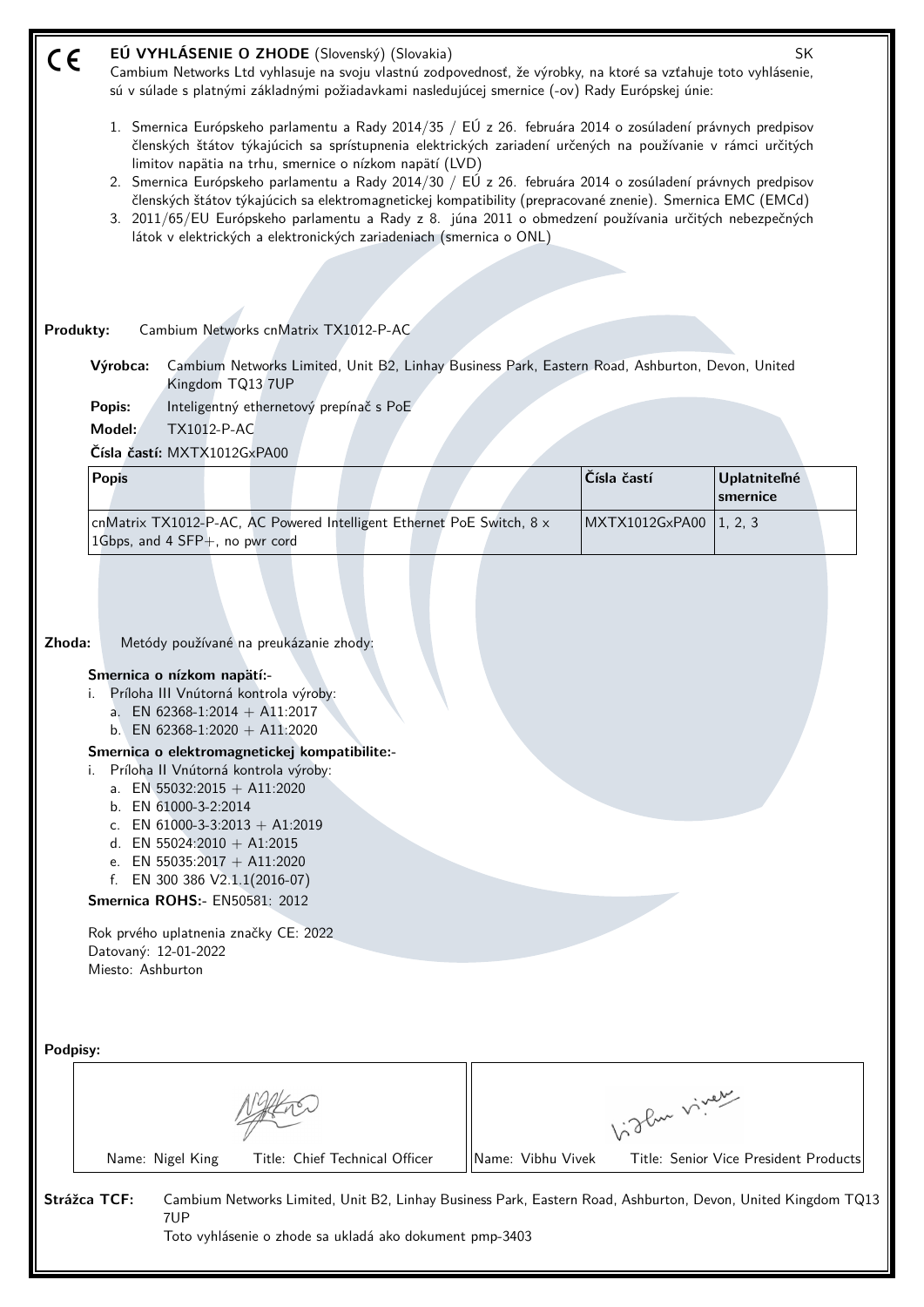# EÚ VYHLÁSENIE O ZHODE (Slovenský) (Slovakia)

SK

Cambium Networks Ltd vyhlasuje na svoju vlastnú zodpovednosť, že výrobky, na ktoré sa vzťahuje toto vyhlásenie, sú v súlade s platnými základnými požiadavkami nasledujúcej smernice (-ov) Rady Európskej únie:

1. Smernica Európskeho parlamentu a Rady 2014/35 / EÚ z 26. februára 2014 o zosúladení právnych predpisov členských štátov týkajúcich sa sprístupnenia elektrických zariadení určených na používanie v rámci určitých limitov napätia na trhu, smernice o nízkom napätí (LVD)
2. Smernica Európskeho parlamentu a Rady 2014/30 / EÚ z 26. februára 2014 o zosúladení právnych predpisov členských štátov týkajúcich sa elektromagnetickej kompatibility (prepracované znenie). Smernica EMC (EMCd)
3. 2011/65/EU Európskeho parlamentu a Rady z 8. júna 2011 o obmedzení používania určitých nebezpečných látok v elektrických a elektronických zariadeniach (smernica o ONL)

**Produkty:** Cambium Networks cnMatrix TX1012-P-AC

**Výrobca:** Cambium Networks Limited, Unit B2, Linhay Business Park, Eastern Road, Ashburton, Devon, United Kingdom TQ13 7UP

**Popis:** Inteligentný ethernetový prepínač s PoE

**Model:** TX1012-P-AC

**Čísla častí:** MXTX1012GxPA00

| Popis | Čísla častí | Uplatniteľné smernice |
|---|---|---|
| cnMatrix TX1012-P-AC, AC Powered Intelligent Ethernet PoE Switch, 8 x 1Gbps, and 4 SFP+, no pwr cord | MXTX1012GxPA00 | 1, 2, 3 |

**Zhoda:** Metódy používané na preukázanie zhody:

**Smernica o nízkom napätí:-**

i. Príloha III Vnútorná kontrola výroby:
   a. EN 62368-1:2014 + A11:2017
   b. EN 62368-1:2020 + A11:2020

**Smernica o elektromagnetickej kompatibilite:-**

i. Príloha II Vnútorná kontrola výroby:
   a. EN 55032:2015 + A11:2020
   b. EN 61000-3-2:2014
   c. EN 61000-3-3:2013 + A1:2019
   d. EN 55024:2010 + A1:2015
   e. EN 55035:2017 + A11:2020
   f. EN 300 386 V2.1.1(2016-07)

**Smernica ROHS:-** EN50581: 2012

Rok prvého uplatnenia značky CE: 2022
Datovaný: 12-01-2022
Miesto: Ashburton

**Podpisy:**

| Name: Nigel King Title: Chief Technical Officer | Name: Vibhu Vivek Title: Senior Vice President Products |
|---|---|

**Strážca TCF:** Cambium Networks Limited, Unit B2, Linhay Business Park, Eastern Road, Ashburton, Devon, United Kingdom TQ13 7UP

Toto vyhlásenie o zhode sa ukladá ako dokument pmp-3403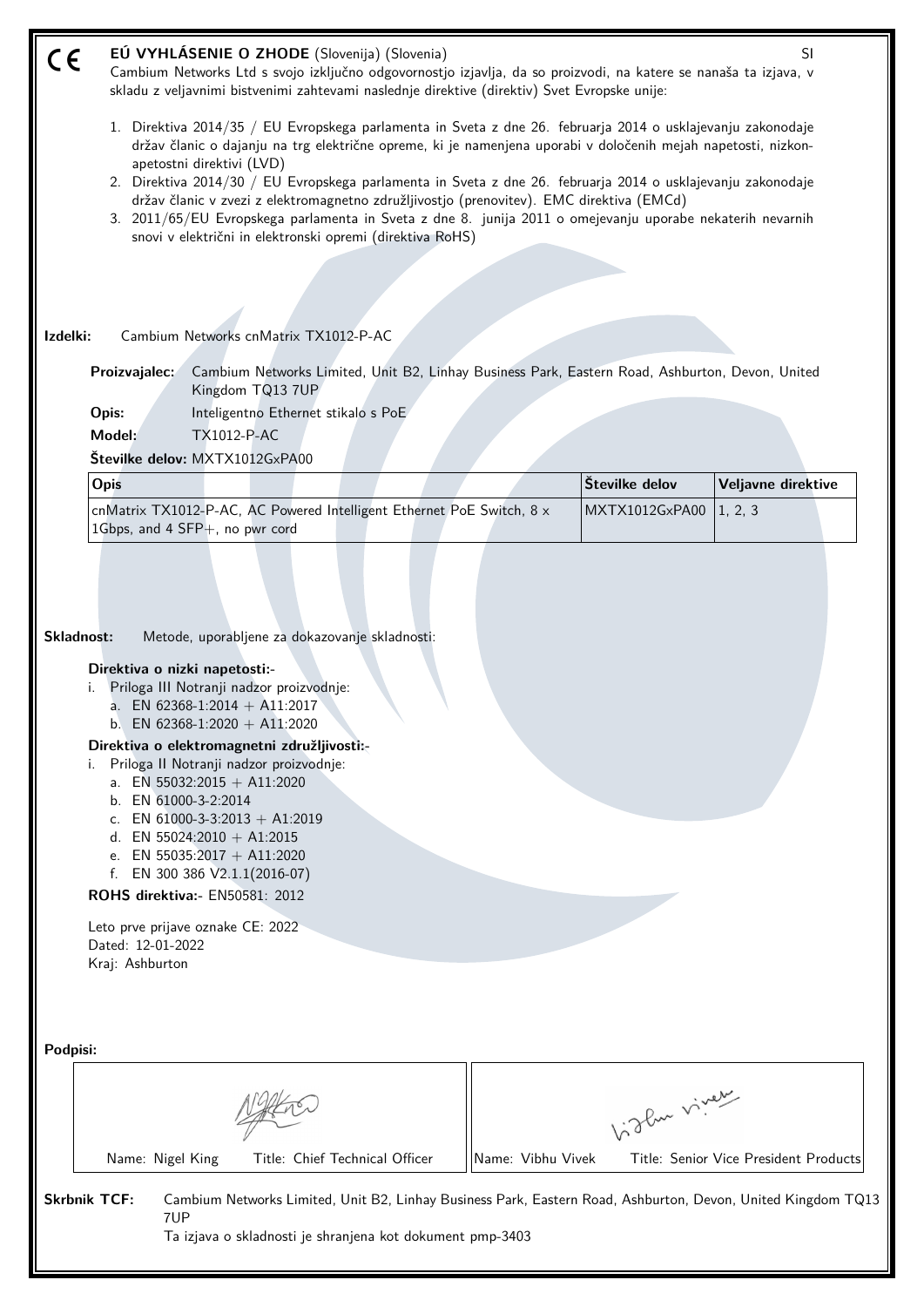CE **EÚ VYHLÁSENIE O ZHODE** (Slovenija) (Slovenia) SI

Cambium Networks Ltd s svojo izključno odgovornostjo izjavlja, da so proizvodi, na katere se nanaša ta izjava, v skladu z veljavnimi bistvenimi zahtevami naslednje direktive (direktiv) Svet Evropske unije:

1. Direktiva 2014/35 / EU Evropskega parlamenta in Sveta z dne 26. februarja 2014 o usklajevanju zakonodaje držav članic o dajanju na trg električne opreme, ki je namenjena uporabi v določenih mejah napetosti, nizkonapetostni direktivi (LVD)
2. Direktiva 2014/30 / EU Evropskega parlamenta in Sveta z dne 26. februarja 2014 o usklajevanju zakonodaje držav članic v zvezi z elektromagnetno združljivostjo (prenovitev). EMC direktiva (EMCd)
3. 2011/65/EU Evropskega parlamenta in Sveta z dne 8. junija 2011 o omejevanju uporabe nekaterih nevarnih snovi v električni in elektronski opremi (direktiva RoHS)

**Izdelki:** Cambium Networks cnMatrix TX1012-P-AC

**Proizvajalec:** Cambium Networks Limited, Unit B2, Linhay Business Park, Eastern Road, Ashburton, Devon, United Kingdom TQ13 7UP

**Opis:** Inteligentno Ethernet stikalo s PoE

**Model:** TX1012-P-AC

**Številke delov:** MXTX1012GxPA00

| Opis | Številke delov | Veljavne direktive |
|---|---|---|
| cnMatrix TX1012-P-AC, AC Powered Intelligent Ethernet PoE Switch, 8 x 1Gbps, and 4 SFP+, no pwr cord | MXTX1012GxPA00 | 1, 2, 3 |

**Skladnost:** Metode, uporabljene za dokazovanje skladnosti:

**Direktiva o nizki napetosti:-**

i. Priloga III Notranji nadzor proizvodnje:
   a. EN 62368-1:2014 + A11:2017
   b. EN 62368-1:2020 + A11:2020

**Direktiva o elektromagnetni združljivosti:-**

i. Priloga II Notranji nadzor proizvodnje:
   a. EN 55032:2015 + A11:2020
   b. EN 61000-3-2:2014
   c. EN 61000-3-3:2013 + A1:2019
   d. EN 55024:2010 + A1:2015
   e. EN 55035:2017 + A11:2020
   f. EN 300 386 V2.1.1(2016-07)

**ROHS direktiva:-** EN50581: 2012

Leto prve prijave oznake CE: 2022
Dated: 12-01-2022
Kraj: Ashburton

**Podpisi:**

| Name: Nigel King Title: Chief Technical Officer | Name: Vibhu Vivek Title: Senior Vice President Products |
|---|---|

**Skrbnik TCF:** Cambium Networks Limited, Unit B2, Linhay Business Park, Eastern Road, Ashburton, Devon, United Kingdom TQ13 7UP

Ta izjava o skladnosti je shranjena kot dokument pmp-3403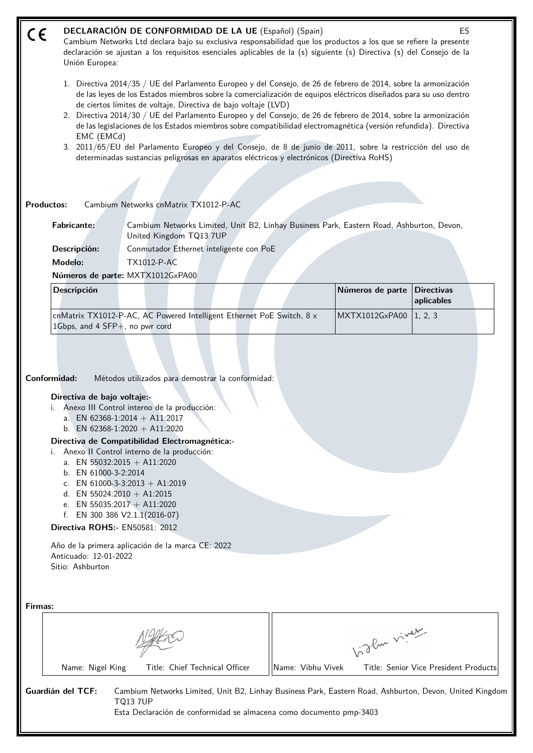CE **DECLARACIÓN DE CONFORMIDAD DE LA UE** (Español) (Spain) ES

Cambium Networks Ltd declara bajo su exclusiva responsabilidad que los productos a los que se refiere la presente declaración se ajustan a los requisitos esenciales aplicables de la (s) siguiente (s) Directiva (s) del Consejo de la Unión Europea:

1. Directiva 2014/35 / UE del Parlamento Europeo y del Consejo, de 26 de febrero de 2014, sobre la armonización de las leyes de los Estados miembros sobre la comercialización de equipos eléctricos diseñados para su uso dentro de ciertos límites de voltaje, Directiva de bajo voltaje (LVD)
2. Directiva 2014/30 / UE del Parlamento Europeo y del Consejo, de 26 de febrero de 2014, sobre la armonización de las legislaciones de los Estados miembros sobre compatibilidad electromagnética (versión refundida). Directiva EMC (EMCd)
3. 2011/65/EU del Parlamento Europeo y del Consejo, de 8 de junio de 2011, sobre la restricción del uso de determinadas sustancias peligrosas en aparatos eléctricos y electrónicos (Directiva RoHS)

**Productos:** Cambium Networks cnMatrix TX1012-P-AC

**Fabricante:** Cambium Networks Limited, Unit B2, Linhay Business Park, Eastern Road, Ashburton, Devon, United Kingdom TQ13 7UP

**Descripción:** Conmutador Ethernet inteligente con PoE

**Modelo:** TX1012-P-AC

**Números de parte:** MXTX1012GxPA00

| Descripción | Números de parte | Directivas aplicables |
|---|---|---|
| cnMatrix TX1012-P-AC, AC Powered Intelligent Ethernet PoE Switch, 8 x 1Gbps, and 4 SFP+, no pwr cord | MXTX1012GxPA00 | 1, 2, 3 |

**Conformidad:** Métodos utilizados para demostrar la conformidad:

**Directiva de bajo voltaje:-**

i. Anexo III Control interno de la producción:
   a. EN 62368-1:2014 + A11:2017
   b. EN 62368-1:2020 + A11:2020

**Directiva de Compatibilidad Electromagnética:-**

i. Anexo II Control interno de la producción:
   a. EN 55032:2015 + A11:2020
   b. EN 61000-3-2:2014
   c. EN 61000-3-3:2013 + A1:2019
   d. EN 55024:2010 + A1:2015
   e. EN 55035:2017 + A11:2020
   f. EN 300 386 V2.1.1(2016-07)

**Directiva ROHS:-** EN50581: 2012

Año de la primera aplicación de la marca CE: 2022
Anticuado: 12-01-2022
Sitio: Ashburton

**Firmas:**

| Name: Nigel King Title: Chief Technical Officer | Name: Vibhu Vivek Title: Senior Vice President Products |
|---|---|

**Guardián del TCF:** Cambium Networks Limited, Unit B2, Linhay Business Park, Eastern Road, Ashburton, Devon, United Kingdom TQ13 7UP
Esta Declaración de conformidad se almacena como documento pmp-3403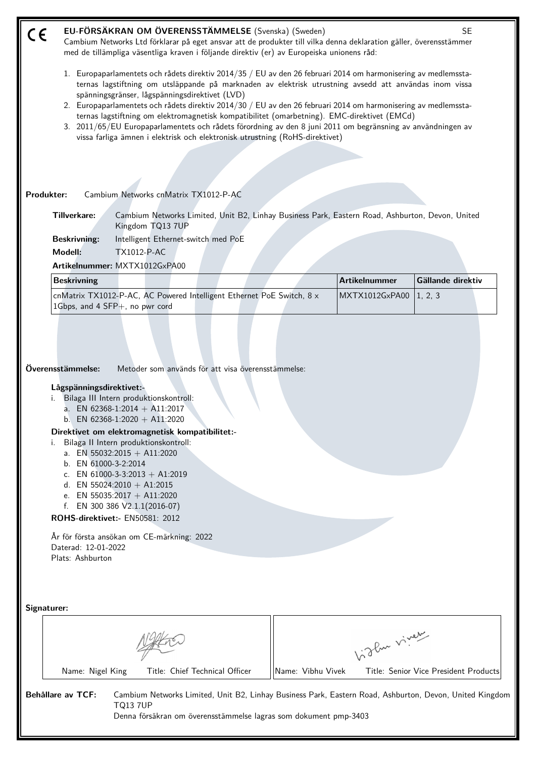CE **EU-FÖRSÄKRAN OM ÖVERENSSTÄMMELSE** (Svenska) (Sweden) SE

Cambium Networks Ltd förklarar på eget ansvar att de produkter till vilka denna deklaration gäller, överensstämmer med de tillämpliga väsentliga kraven i följande direktiv (er) av Europeiska unionens råd:

1. Europaparlamentets och rådets direktiv 2014/35 / EU av den 26 februari 2014 om harmonisering av medlemsstaternas lagstiftning om utsläppande på marknaden av elektrisk utrustning avsedd att användas inom vissa spänningsgränser, lågspänningsdirektivet (LVD)
2. Europaparlamentets och rådets direktiv 2014/30 / EU av den 26 februari 2014 om harmonisering av medlemsstaternas lagstiftning om elektromagnetisk kompatibilitet (omarbetning). EMC-direktivet (EMCd)
3. 2011/65/EU Europaparlamentets och rådets förordning av den 8 juni 2011 om begränsning av användningen av vissa farliga ämnen i elektrisk och elektronisk utrustning (RoHS-direktivet)

**Produkter:** Cambium Networks cnMatrix TX1012-P-AC

**Tillverkare:** Cambium Networks Limited, Unit B2, Linhay Business Park, Eastern Road, Ashburton, Devon, United Kingdom TQ13 7UP

**Beskrivning:** Intelligent Ethernet-switch med PoE

**Modell:** TX1012-P-AC

**Artikelnummer:** MXTX1012GxPA00

| Beskrivning | Artikelnummer | Gällande direktiv |
|---|---|---|
| cnMatrix TX1012-P-AC, AC Powered Intelligent Ethernet PoE Switch, 8 x 1Gbps, and 4 SFP+, no pwr cord | MXTX1012GxPA00 | 1, 2, 3 |

**Överensstämmelse:** Metoder som används för att visa överensstämmelse:

**Lågspänningsdirektivet:-**

i. Bilaga III Intern produktionskontroll:
   a. EN 62368-1:2014 + A11:2017
   b. EN 62368-1:2020 + A11:2020

**Direktivet om elektromagnetisk kompatibilitet:-**

i. Bilaga II Intern produktionskontroll:
   a. EN 55032:2015 + A11:2020
   b. EN 61000-3-2:2014
   c. EN 61000-3-3:2013 + A1:2019
   d. EN 55024:2010 + A1:2015
   e. EN 55035:2017 + A11:2020
   f. EN 300 386 V2.1.1(2016-07)

**ROHS-direktivet:-** EN50581: 2012

År för första ansökan om CE-märkning: 2022
Daterad: 12-01-2022
Plats: Ashburton

**Signaturer:**

| | |
|---|---|
| Name: Nigel King  Title: Chief Technical Officer | Name: Vibhu Vivek  Title: Senior Vice President Products |

**Behållare av TCF:** Cambium Networks Limited, Unit B2, Linhay Business Park, Eastern Road, Ashburton, Devon, United Kingdom TQ13 7UP
Denna försäkran om överensstämmelse lagras som dokument pmp-3403